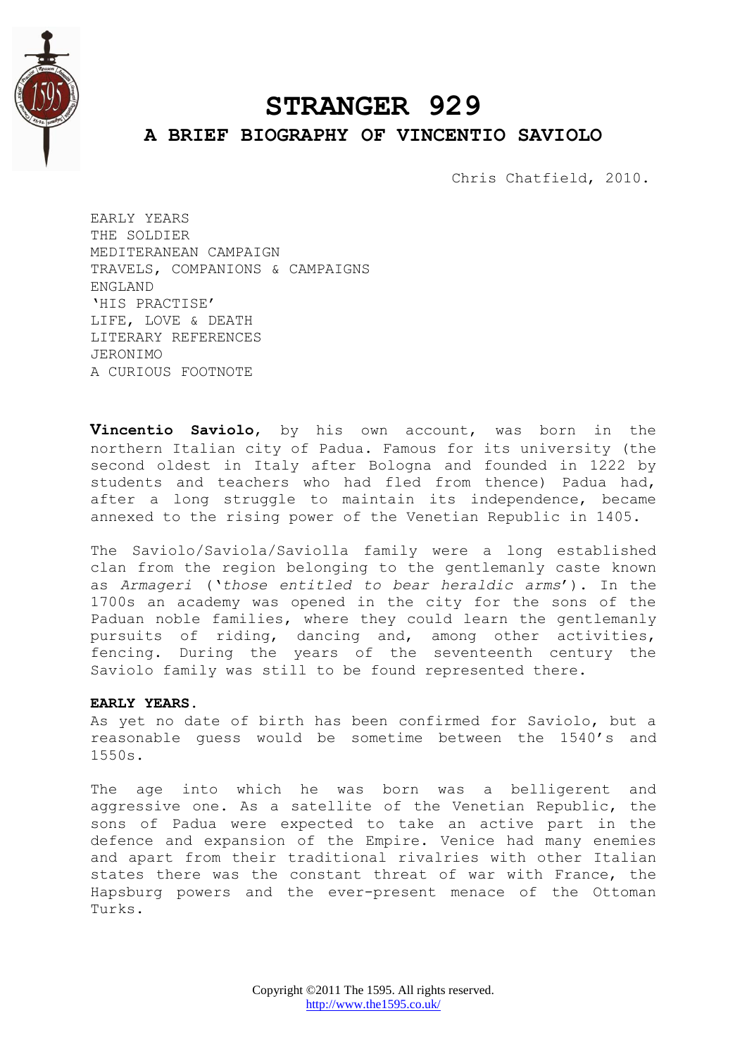# STRANGER 929

## A BRIEF BIOGRAPHY OF VINCENTIO SAVIOLO

Chris Chatfield, 2010.

EARLY YEARS
THE SOLDIER
MEDITERANEAN CAMPAIGN
TRAVELS, COMPANIONS & CAMPAIGNS
ENGLAND
'HIS PRACTISE'
LIFE, LOVE & DEATH
LITERARY REFERENCES
JERONIMO
A CURIOUS FOOTNOTE

**Vincentio Saviolo**, by his own account, was born in the northern Italian city of Padua. Famous for its university (the second oldest in Italy after Bologna and founded in 1222 by students and teachers who had fled from thence) Padua had, after a long struggle to maintain its independence, became annexed to the rising power of the Venetian Republic in 1405.

The Saviolo/Saviola/Saviolla family were a long established clan from the region belonging to the gentlemanly caste known as *Armageri* ('*those entitled to bear heraldic arms*'). In the 1700s an academy was opened in the city for the sons of the Paduan noble families, where they could learn the gentlemanly pursuits of riding, dancing and, among other activities, fencing. During the years of the seventeenth century the Saviolo family was still to be found represented there.

**EARLY YEARS.**

As yet no date of birth has been confirmed for Saviolo, but a reasonable guess would be sometime between the 1540's and 1550s.

The age into which he was born was a belligerent and aggressive one. As a satellite of the Venetian Republic, the sons of Padua were expected to take an active part in the defence and expansion of the Empire. Venice had many enemies and apart from their traditional rivalries with other Italian states there was the constant threat of war with France, the Hapsburg powers and the ever-present menace of the Ottoman Turks.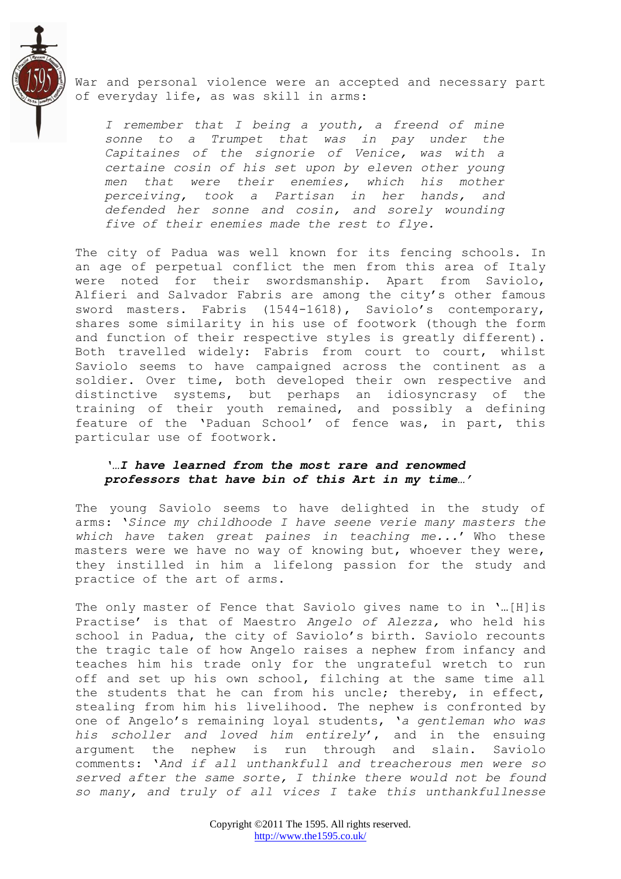War and personal violence were an accepted and necessary part of everyday life, as was skill in arms:

> *I remember that I being a youth, a freend of mine sonne to a Trumpet that was in pay under the Capitaines of the signorie of Venice, was with a certaine cosin of his set upon by eleven other young men that were their enemies, which his mother perceiving, took a Partisan in her hands, and defended her sonne and cosin, and sorely wounding five of their enemies made the rest to flye.*

The city of Padua was well known for its fencing schools. In an age of perpetual conflict the men from this area of Italy were noted for their swordsmanship. Apart from Saviolo, Alfieri and Salvador Fabris are among the city's other famous sword masters. Fabris (1544-1618), Saviolo's contemporary, shares some similarity in his use of footwork (though the form and function of their respective styles is greatly different). Both travelled widely: Fabris from court to court, whilst Saviolo seems to have campaigned across the continent as a soldier. Over time, both developed their own respective and distinctive systems, but perhaps an idiosyncrasy of the training of their youth remained, and possibly a defining feature of the 'Paduan School' of fence was, in part, this particular use of footwork.

### *'…I have learned from the most rare and renowmed professors that have bin of this Art in my time…'*

The young Saviolo seems to have delighted in the study of arms: '*Since my childhoode I have seene verie many masters the which have taken great paines in teaching me...*' Who these masters were we have no way of knowing but, whoever they were, they instilled in him a lifelong passion for the study and practice of the art of arms.

The only master of Fence that Saviolo gives name to in '…[H]is Practise' is that of Maestro *Angelo of Alezza,* who held his school in Padua, the city of Saviolo's birth. Saviolo recounts the tragic tale of how Angelo raises a nephew from infancy and teaches him his trade only for the ungrateful wretch to run off and set up his own school, filching at the same time all the students that he can from his uncle; thereby, in effect, stealing from him his livelihood. The nephew is confronted by one of Angelo's remaining loyal students, '*a gentleman who was his scholler and loved him entirely*', and in the ensuing argument the nephew is run through and slain. Saviolo comments: '*And if all unthankfull and treacherous men were so served after the same sorte, I thinke there would not be found so many, and truly of all vices I take this unthankfullnesse*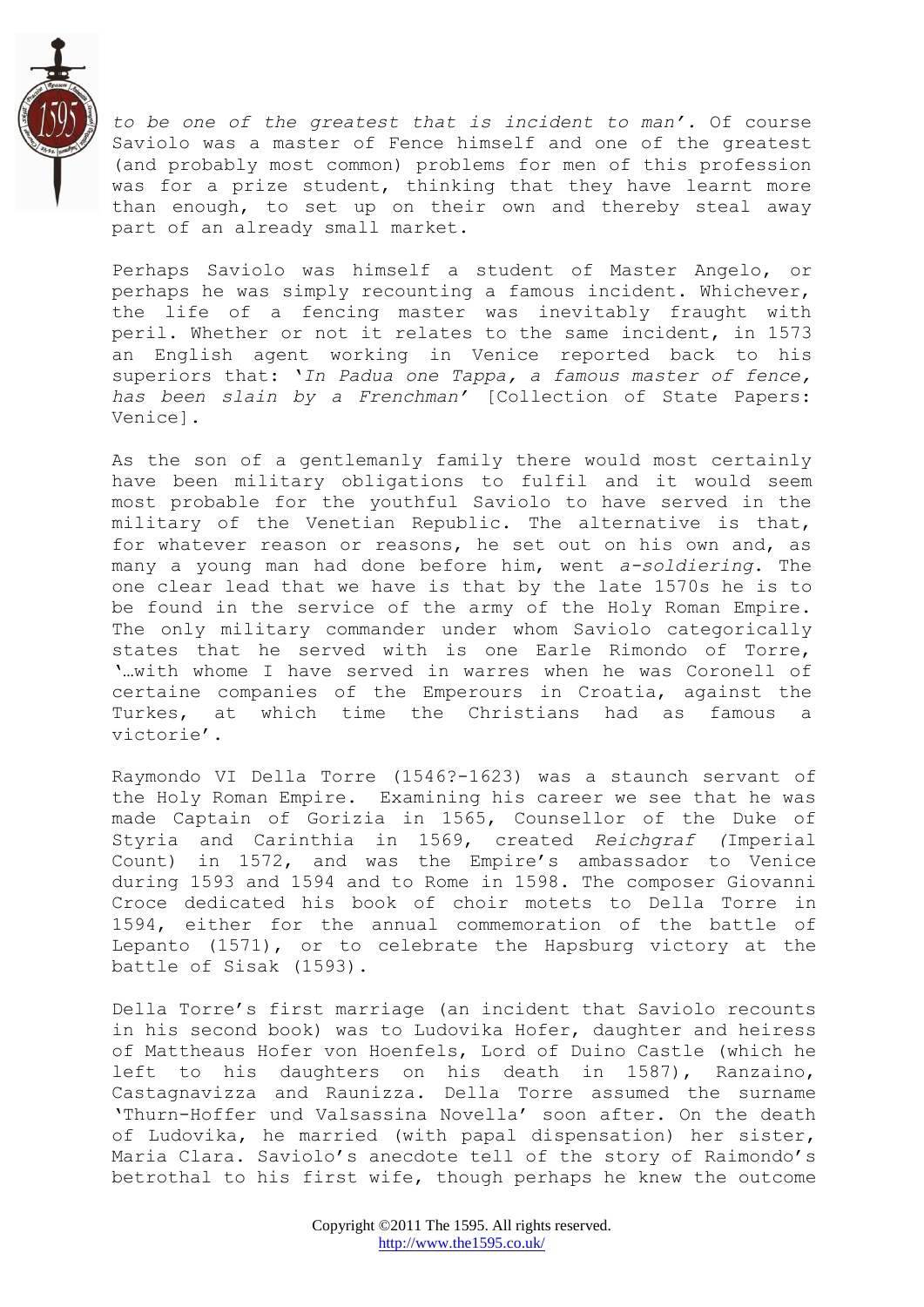*to be one of the greatest that is incident to man'.* Of course Saviolo was a master of Fence himself and one of the greatest (and probably most common) problems for men of this profession was for a prize student, thinking that they have learnt more than enough, to set up on their own and thereby steal away part of an already small market.

Perhaps Saviolo was himself a student of Master Angelo, or perhaps he was simply recounting a famous incident. Whichever, the life of a fencing master was inevitably fraught with peril. Whether or not it relates to the same incident, in 1573 an English agent working in Venice reported back to his superiors that: '*In Padua one Tappa, a famous master of fence, has been slain by a Frenchman'* [Collection of State Papers: Venice].

As the son of a gentlemanly family there would most certainly have been military obligations to fulfil and it would seem most probable for the youthful Saviolo to have served in the military of the Venetian Republic. The alternative is that, for whatever reason or reasons, he set out on his own and, as many a young man had done before him, went *a-soldiering*. The one clear lead that we have is that by the late 1570s he is to be found in the service of the army of the Holy Roman Empire. The only military commander under whom Saviolo categorically states that he served with is one Earle Rimondo of Torre, '…with whome I have served in warres when he was Coronell of certaine companies of the Emperours in Croatia, against the Turkes, at which time the Christians had as famous a victorie'.

Raymondo VI Della Torre (1546?-1623) was a staunch servant of the Holy Roman Empire. Examining his career we see that he was made Captain of Gorizia in 1565, Counsellor of the Duke of Styria and Carinthia in 1569, created *Reichgraf (*Imperial Count) in 1572, and was the Empire's ambassador to Venice during 1593 and 1594 and to Rome in 1598. The composer Giovanni Croce dedicated his book of choir motets to Della Torre in 1594, either for the annual commemoration of the battle of Lepanto (1571), or to celebrate the Hapsburg victory at the battle of Sisak (1593).

Della Torre's first marriage (an incident that Saviolo recounts in his second book) was to Ludovika Hofer, daughter and heiress of Mattheaus Hofer von Hoenfels, Lord of Duino Castle (which he left to his daughters on his death in 1587), Ranzaino, Castagnavizza and Raunizza. Della Torre assumed the surname 'Thurn-Hoffer und Valsassina Novella' soon after. On the death of Ludovika, he married (with papal dispensation) her sister, Maria Clara. Saviolo's anecdote tell of the story of Raimondo's betrothal to his first wife, though perhaps he knew the outcome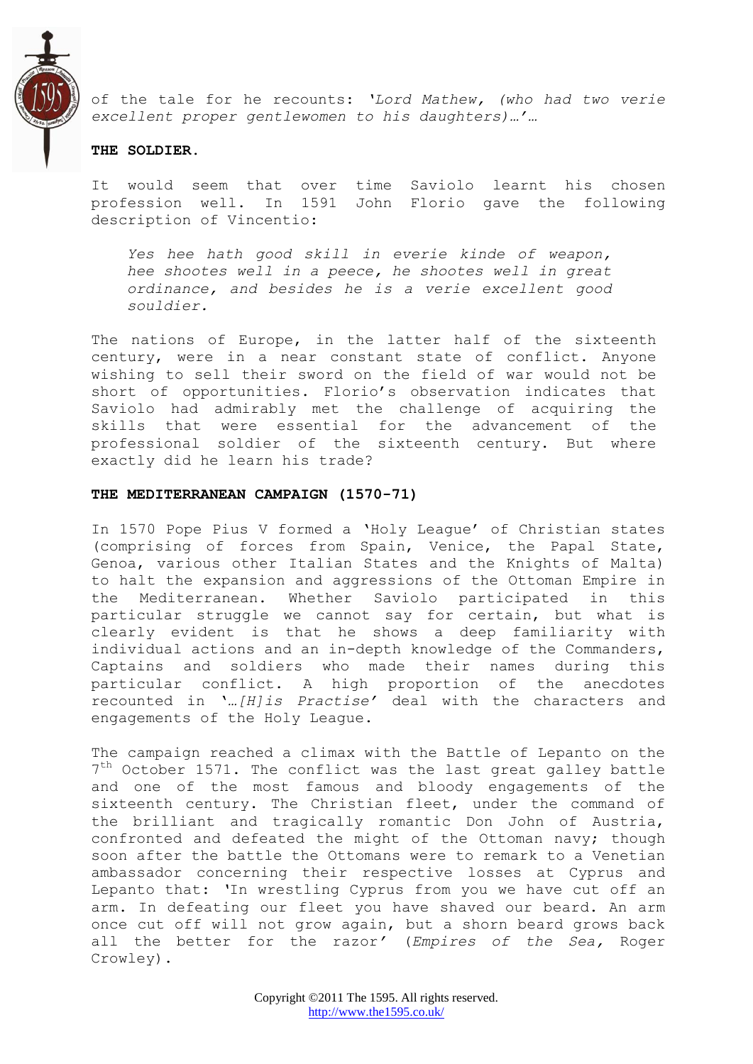of the tale for he recounts: *'Lord Mathew, (who had two verie excellent proper gentlewomen to his daughters)…'*…

**THE SOLDIER.**

It would seem that over time Saviolo learnt his chosen profession well. In 1591 John Florio gave the following description of Vincentio:

> *Yes hee hath good skill in everie kinde of weapon, hee shootes well in a peece, he shootes well in great ordinance, and besides he is a verie excellent good souldier.*

The nations of Europe, in the latter half of the sixteenth century, were in a near constant state of conflict. Anyone wishing to sell their sword on the field of war would not be short of opportunities. Florio's observation indicates that Saviolo had admirably met the challenge of acquiring the skills that were essential for the advancement of the professional soldier of the sixteenth century. But where exactly did he learn his trade?

**THE MEDITERRANEAN CAMPAIGN (1570-71)**

In 1570 Pope Pius V formed a 'Holy League' of Christian states (comprising of forces from Spain, Venice, the Papal State, Genoa, various other Italian States and the Knights of Malta) to halt the expansion and aggressions of the Ottoman Empire in the Mediterranean. Whether Saviolo participated in this particular struggle we cannot say for certain, but what is clearly evident is that he shows a deep familiarity with individual actions and an in-depth knowledge of the Commanders, Captains and soldiers who made their names during this particular conflict. A high proportion of the anecdotes recounted in '*…[H]is Practise*' deal with the characters and engagements of the Holy League.

The campaign reached a climax with the Battle of Lepanto on the 7th October 1571. The conflict was the last great galley battle and one of the most famous and bloody engagements of the sixteenth century. The Christian fleet, under the command of the brilliant and tragically romantic Don John of Austria, confronted and defeated the might of the Ottoman navy; though soon after the battle the Ottomans were to remark to a Venetian ambassador concerning their respective losses at Cyprus and Lepanto that: 'In wrestling Cyprus from you we have cut off an arm. In defeating our fleet you have shaved our beard. An arm once cut off will not grow again, but a shorn beard grows back all the better for the razor' (*Empires of the Sea*, Roger Crowley).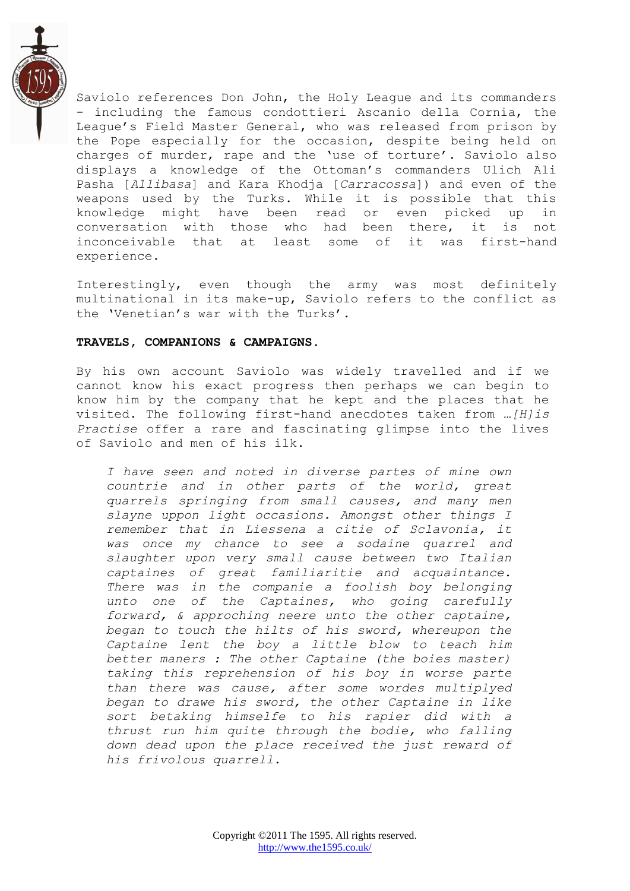Saviolo references Don John, the Holy League and its commanders - including the famous condottieri Ascanio della Cornia, the League's Field Master General, who was released from prison by the Pope especially for the occasion, despite being held on charges of murder, rape and the 'use of torture'. Saviolo also displays a knowledge of the Ottoman's commanders Ulich Ali Pasha [*Allibasa*] and Kara Khodja [*Carracossa*]) and even of the weapons used by the Turks. While it is possible that this knowledge might have been read or even picked up in conversation with those who had been there, it is not inconceivable that at least some of it was first-hand experience.

Interestingly, even though the army was most definitely multinational in its make-up, Saviolo refers to the conflict as the 'Venetian's war with the Turks'.

**TRAVELS, COMPANIONS & CAMPAIGNS.**

By his own account Saviolo was widely travelled and if we cannot know his exact progress then perhaps we can begin to know him by the company that he kept and the places that he visited. The following first-hand anecdotes taken from *…[H]is Practise* offer a rare and fascinating glimpse into the lives of Saviolo and men of his ilk.

> *I have seen and noted in diverse partes of mine own countrie and in other parts of the world, great quarrels springing from small causes, and many men slayne uppon light occasions. Amongst other things I remember that in Liessena a citie of Sclavonia, it was once my chance to see a sodaine quarrel and slaughter upon very small cause between two Italian captaines of great familiaritie and acquaintance. There was in the companie a foolish boy belonging unto one of the Captaines, who going carefully forward, & approching neere unto the other captaine, began to touch the hilts of his sword, whereupon the Captaine lent the boy a little blow to teach him better maners : The other Captaine (the boies master) taking this reprehension of his boy in worse parte than there was cause, after some wordes multiplyed began to drawe his sword, the other Captaine in like sort betaking himselfe to his rapier did with a thrust run him quite through the bodie, who falling down dead upon the place received the just reward of his frivolous quarrell.*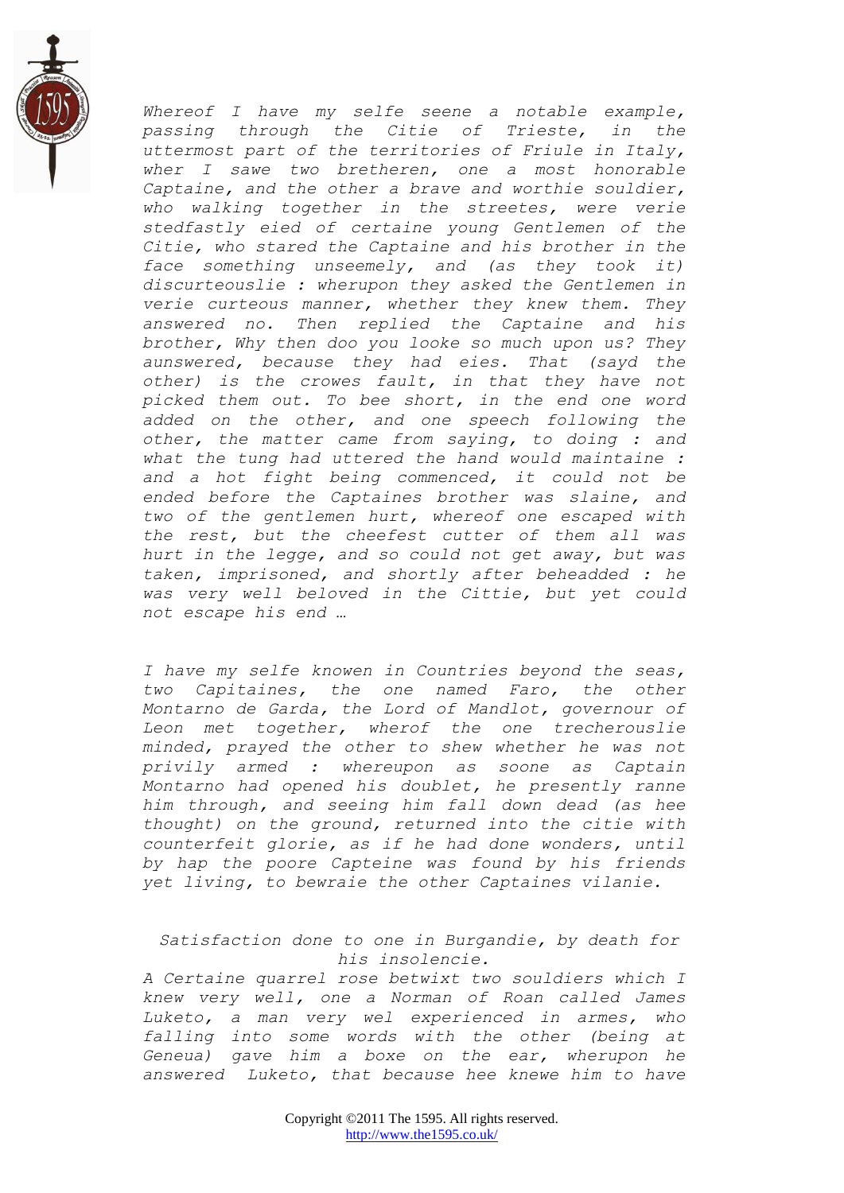*Whereof I have my selfe seene a notable example, passing through the Citie of Trieste, in the uttermost part of the territories of Friule in Italy, wher I sawe two bretheren, one a most honorable Captaine, and the other a brave and worthie souldier, who walking together in the streetes, were verie stedfastly eied of certaine young Gentlemen of the Citie, who stared the Captaine and his brother in the face something unseemely, and (as they took it) discurteouslie : wherupon they asked the Gentlemen in verie curteous manner, whether they knew them. They answered no. Then replied the Captaine and his brother, Why then doo you looke so much upon us? They aunswered, because they had eies. That (sayd the other) is the crowes fault, in that they have not picked them out. To bee short, in the end one word added on the other, and one speech following the other, the matter came from saying, to doing : and what the tung had uttered the hand would maintaine : and a hot fight being commenced, it could not be ended before the Captaines brother was slaine, and two of the gentlemen hurt, whereof one escaped with the rest, but the cheefest cutter of them all was hurt in the legge, and so could not get away, but was taken, imprisoned, and shortly after beheadded : he was very well beloved in the Cittie, but yet could not escape his end …*

*I have my selfe knowen in Countries beyond the seas, two Capitaines, the one named Faro, the other Montarno de Garda, the Lord of Mandlot, governour of Leon met together, wherof the one trecherouslie minded, prayed the other to shew whether he was not privily armed : whereupon as soone as Captain Montarno had opened his doublet, he presently ranne him through, and seeing him fall down dead (as hee thought) on the ground, returned into the citie with counterfeit glorie, as if he had done wonders, until by hap the poore Capteine was found by his friends yet living, to bewraie the other Captaines vilanie.*

*Satisfaction done to one in Burgandie, by death for his insolencie.*

*A Certaine quarrel rose betwixt two souldiers which I knew very well, one a Norman of Roan called James Luketo, a man very wel experienced in armes, who falling into some words with the other (being at Geneua) gave him a boxe on the ear, wherupon he answered Luketo, that because hee knewe him to have*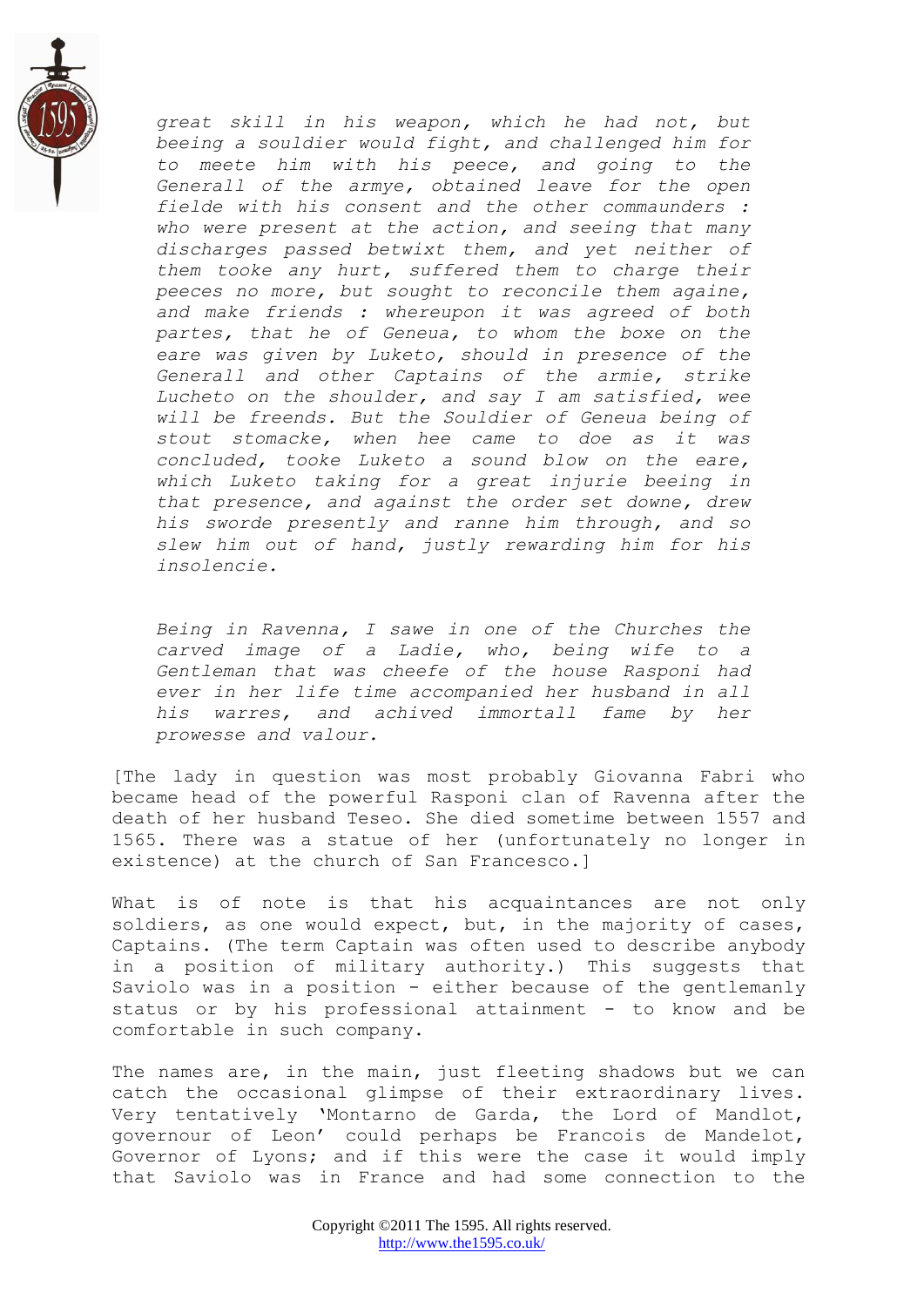*great skill in his weapon, which he had not, but beeing a souldier would fight, and challenged him for to meete him with his peece, and going to the Generall of the armye, obtained leave for the open fielde with his consent and the other commaunders : who were present at the action, and seeing that many discharges passed betwixt them, and yet neither of them tooke any hurt, suffered them to charge their peeces no more, but sought to reconcile them againe, and make friends : whereupon it was agreed of both partes, that he of Geneua, to whom the boxe on the eare was given by Luketo, should in presence of the Generall and other Captains of the armie, strike Lucheto on the shoulder, and say I am satisfied, wee will be freends. But the Souldier of Geneua being of stout stomacke, when hee came to doe as it was concluded, tooke Luketo a sound blow on the eare, which Luketo taking for a great injurie beeing in that presence, and against the order set downe, drew his sworde presently and ranne him through, and so slew him out of hand, justly rewarding him for his insolencie.*

*Being in Ravenna, I sawe in one of the Churches the carved image of a Ladie, who, being wife to a Gentleman that was cheefe of the house Rasponi had ever in her life time accompanied her husband in all his warres, and achived immortall fame by her prowesse and valour.*

[The lady in question was most probably Giovanna Fabri who became head of the powerful Rasponi clan of Ravenna after the death of her husband Teseo. She died sometime between 1557 and 1565. There was a statue of her (unfortunately no longer in existence) at the church of San Francesco.]

What is of note is that his acquaintances are not only soldiers, as one would expect, but, in the majority of cases, Captains. (The term Captain was often used to describe anybody in a position of military authority.) This suggests that Saviolo was in a position - either because of the gentlemanly status or by his professional attainment - to know and be comfortable in such company.

The names are, in the main, just fleeting shadows but we can catch the occasional glimpse of their extraordinary lives. Very tentatively 'Montarno de Garda, the Lord of Mandlot, governour of Leon' could perhaps be Francois de Mandelot, Governor of Lyons; and if this were the case it would imply that Saviolo was in France and had some connection to the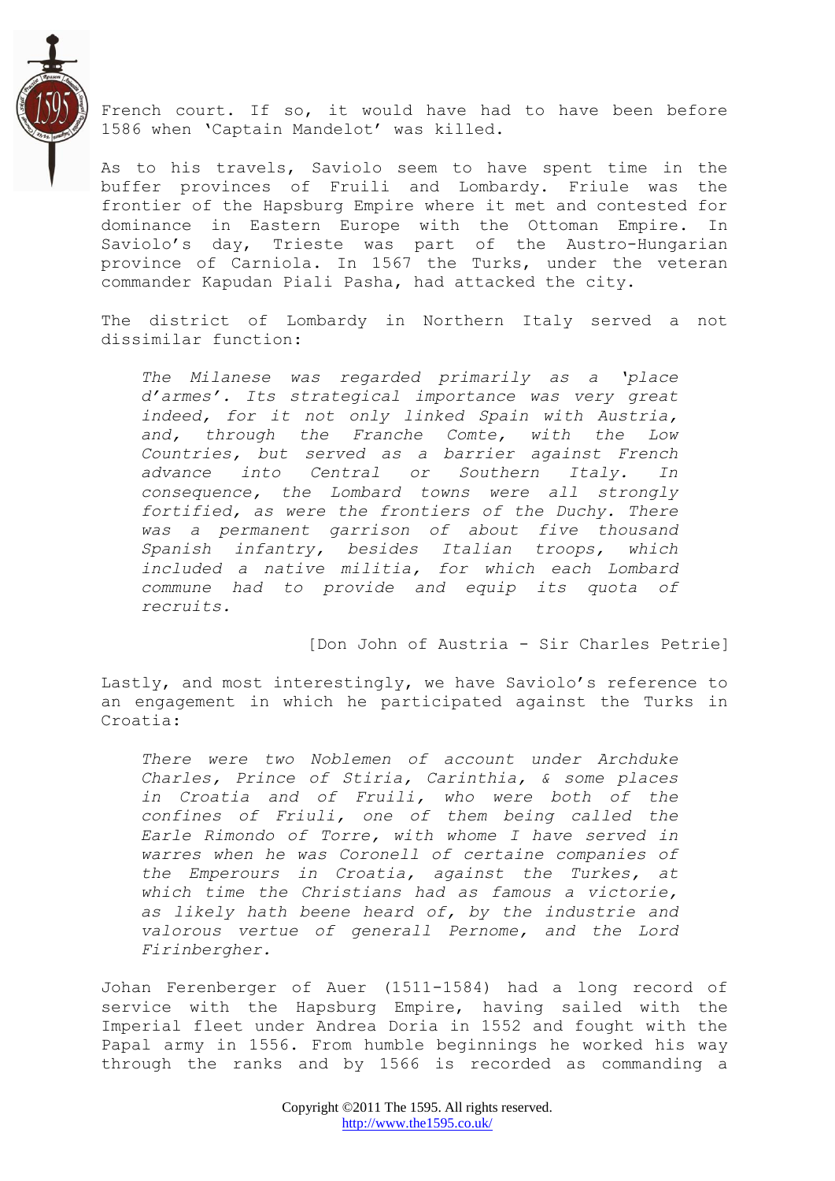French court. If so, it would have had to have been before 1586 when 'Captain Mandelot' was killed.

As to his travels, Saviolo seem to have spent time in the buffer provinces of Fruili and Lombardy. Friule was the frontier of the Hapsburg Empire where it met and contested for dominance in Eastern Europe with the Ottoman Empire. In Saviolo's day, Trieste was part of the Austro-Hungarian province of Carniola. In 1567 the Turks, under the veteran commander Kapudan Piali Pasha, had attacked the city.

The district of Lombardy in Northern Italy served a not dissimilar function:

> *The Milanese was regarded primarily as a 'place d'armes'. Its strategical importance was very great indeed, for it not only linked Spain with Austria, and, through the Franche Comte, with the Low Countries, but served as a barrier against French advance into Central or Southern Italy. In consequence, the Lombard towns were all strongly fortified, as were the frontiers of the Duchy. There was a permanent garrison of about five thousand Spanish infantry, besides Italian troops, which included a native militia, for which each Lombard commune had to provide and equip its quota of recruits.*
>
> [Don John of Austria - Sir Charles Petrie]

Lastly, and most interestingly, we have Saviolo's reference to an engagement in which he participated against the Turks in Croatia:

> *There were two Noblemen of account under Archduke Charles, Prince of Stiria, Carinthia, & some places in Croatia and of Fruili, who were both of the confines of Friuli, one of them being called the Earle Rimondo of Torre, with whome I have served in warres when he was Coronell of certaine companies of the Emperours in Croatia, against the Turkes, at which time the Christians had as famous a victorie, as likely hath beene heard of, by the industrie and valorous vertue of generall Pernome, and the Lord Firinbergher.*

Johan Ferenberger of Auer (1511-1584) had a long record of service with the Hapsburg Empire, having sailed with the Imperial fleet under Andrea Doria in 1552 and fought with the Papal army in 1556. From humble beginnings he worked his way through the ranks and by 1566 is recorded as commanding a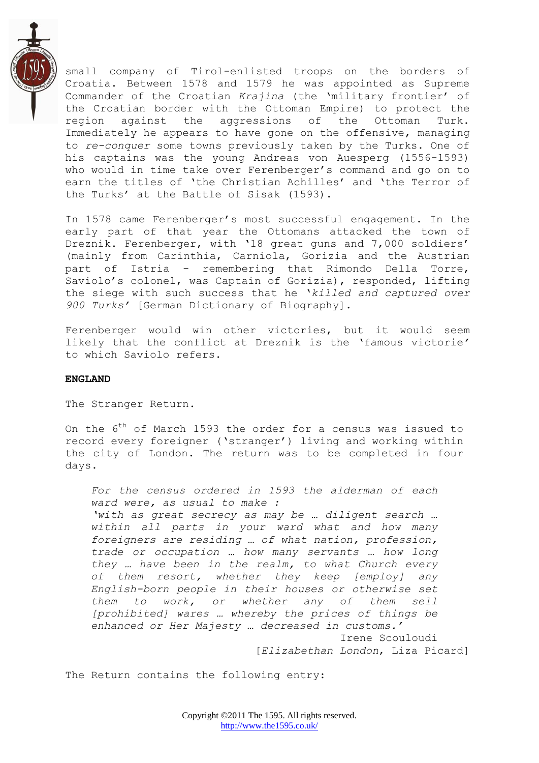small company of Tirol-enlisted troops on the borders of Croatia. Between 1578 and 1579 he was appointed as Supreme Commander of the Croatian *Krajina* (the 'military frontier' of the Croatian border with the Ottoman Empire) to protect the region against the aggressions of the Ottoman Turk. Immediately he appears to have gone on the offensive, managing to *re-conquer* some towns previously taken by the Turks. One of his captains was the young Andreas von Auesperg (1556-1593) who would in time take over Ferenberger's command and go on to earn the titles of 'the Christian Achilles' and 'the Terror of the Turks' at the Battle of Sisak (1593).

In 1578 came Ferenberger's most successful engagement. In the early part of that year the Ottomans attacked the town of Dreznik. Ferenberger, with '18 great guns and 7,000 soldiers' (mainly from Carinthia, Carniola, Gorizia and the Austrian part of Istria – remembering that Rimondo Della Torre, Saviolo's colonel, was Captain of Gorizia), responded, lifting the siege with such success that he '*killed and captured over 900 Turks*' [German Dictionary of Biography].

Ferenberger would win other victories, but it would seem likely that the conflict at Dreznik is the 'famous victorie' to which Saviolo refers.

**ENGLAND**

The Stranger Return.

On the 6th of March 1593 the order for a census was issued to record every foreigner ('stranger') living and working within the city of London. The return was to be completed in four days.

> *For the census ordered in 1593 the alderman of each ward were, as usual to make :*
> *'with as great secrecy as may be … diligent search … within all parts in your ward what and how many foreigners are residing … of what nation, profession, trade or occupation … how many servants … how long they … have been in the realm, to what Church every of them resort, whether they keep [employ] any English-born people in their houses or otherwise set them to work, or whether any of them sell [prohibited] wares … whereby the prices of things be enhanced or Her Majesty … decreased in customs.'*
>
> Irene Scouloudi
> [*Elizabethan London*, Liza Picard]

The Return contains the following entry: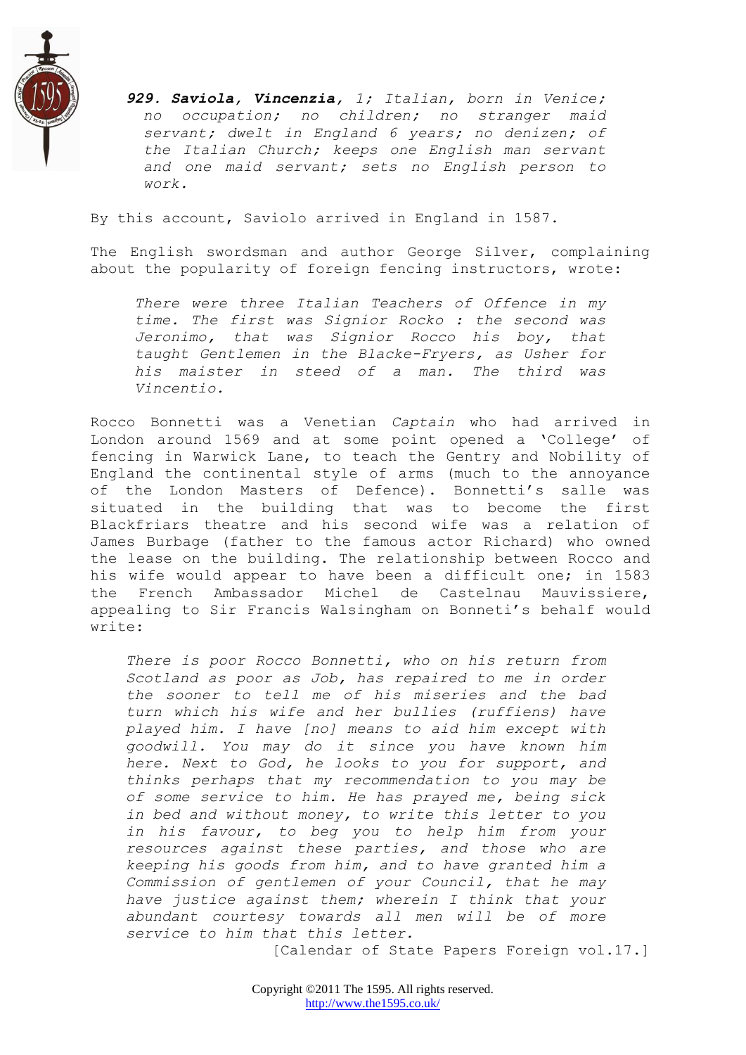> ***929. Saviola, Vincenzia**, 1; Italian, born in Venice; no occupation; no children; no stranger maid servant; dwelt in England 6 years; no denizen; of the Italian Church; keeps one English man servant and one maid servant; sets no English person to work.*

By this account, Saviolo arrived in England in 1587.

The English swordsman and author George Silver, complaining about the popularity of foreign fencing instructors, wrote:

> *There were three Italian Teachers of Offence in my time. The first was Signior Rocko : the second was Jeronimo, that was Signior Rocco his boy, that taught Gentlemen in the Blacke-Fryers, as Usher for his maister in steed of a man. The third was Vincentio.*

Rocco Bonnetti was a Venetian *Captain* who had arrived in London around 1569 and at some point opened a 'College' of fencing in Warwick Lane, to teach the Gentry and Nobility of England the continental style of arms (much to the annoyance of the London Masters of Defence). Bonnetti's salle was situated in the building that was to become the first Blackfriars theatre and his second wife was a relation of James Burbage (father to the famous actor Richard) who owned the lease on the building. The relationship between Rocco and his wife would appear to have been a difficult one; in 1583 the French Ambassador Michel de Castelnau Mauvissiere, appealing to Sir Francis Walsingham on Bonneti's behalf would write:

> *There is poor Rocco Bonnetti, who on his return from Scotland as poor as Job, has repaired to me in order the sooner to tell me of his miseries and the bad turn which his wife and her bullies (ruffiens) have played him. I have [no] means to aid him except with goodwill. You may do it since you have known him here. Next to God, he looks to you for support, and thinks perhaps that my recommendation to you may be of some service to him. He has prayed me, being sick in bed and without money, to write this letter to you in his favour, to beg you to help him from your resources against these parties, and those who are keeping his goods from him, and to have granted him a Commission of gentlemen of your Council, that he may have justice against them; wherein I think that your abundant courtesy towards all men will be of more service to him that this letter.*
>
> [Calendar of State Papers Foreign vol.17.]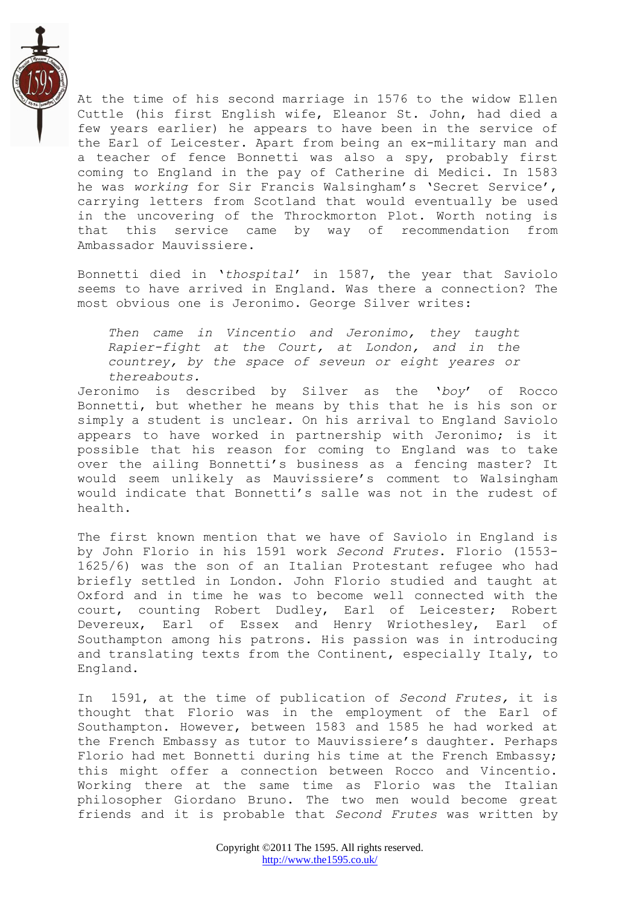At the time of his second marriage in 1576 to the widow Ellen Cuttle (his first English wife, Eleanor St. John, had died a few years earlier) he appears to have been in the service of the Earl of Leicester. Apart from being an ex-military man and a teacher of fence Bonnetti was also a spy, probably first coming to England in the pay of Catherine di Medici. In 1583 he was *working* for Sir Francis Walsingham's 'Secret Service', carrying letters from Scotland that would eventually be used in the uncovering of the Throckmorton Plot. Worth noting is that this service came by way of recommendation from Ambassador Mauvissiere.

Bonnetti died in '*thospital*' in 1587, the year that Saviolo seems to have arrived in England. Was there a connection? The most obvious one is Jeronimo. George Silver writes:

> *Then came in Vincentio and Jeronimo, they taught Rapier-fight at the Court, at London, and in the countrey, by the space of seveun or eight yeares or thereabouts.*

Jeronimo is described by Silver as the '*boy*' of Rocco Bonnetti, but whether he means by this that he is his son or simply a student is unclear. On his arrival to England Saviolo appears to have worked in partnership with Jeronimo; is it possible that his reason for coming to England was to take over the ailing Bonnetti's business as a fencing master? It would seem unlikely as Mauvissiere's comment to Walsingham would indicate that Bonnetti's salle was not in the rudest of health.

The first known mention that we have of Saviolo in England is by John Florio in his 1591 work *Second Frutes*. Florio (1553-1625/6) was the son of an Italian Protestant refugee who had briefly settled in London. John Florio studied and taught at Oxford and in time he was to become well connected with the court, counting Robert Dudley, Earl of Leicester; Robert Devereux, Earl of Essex and Henry Wriothesley, Earl of Southampton among his patrons. His passion was in introducing and translating texts from the Continent, especially Italy, to England.

In 1591, at the time of publication of *Second Frutes,* it is thought that Florio was in the employment of the Earl of Southampton. However, between 1583 and 1585 he had worked at the French Embassy as tutor to Mauvissiere's daughter. Perhaps Florio had met Bonnetti during his time at the French Embassy; this might offer a connection between Rocco and Vincentio. Working there at the same time as Florio was the Italian philosopher Giordano Bruno. The two men would become great friends and it is probable that *Second Frutes* was written by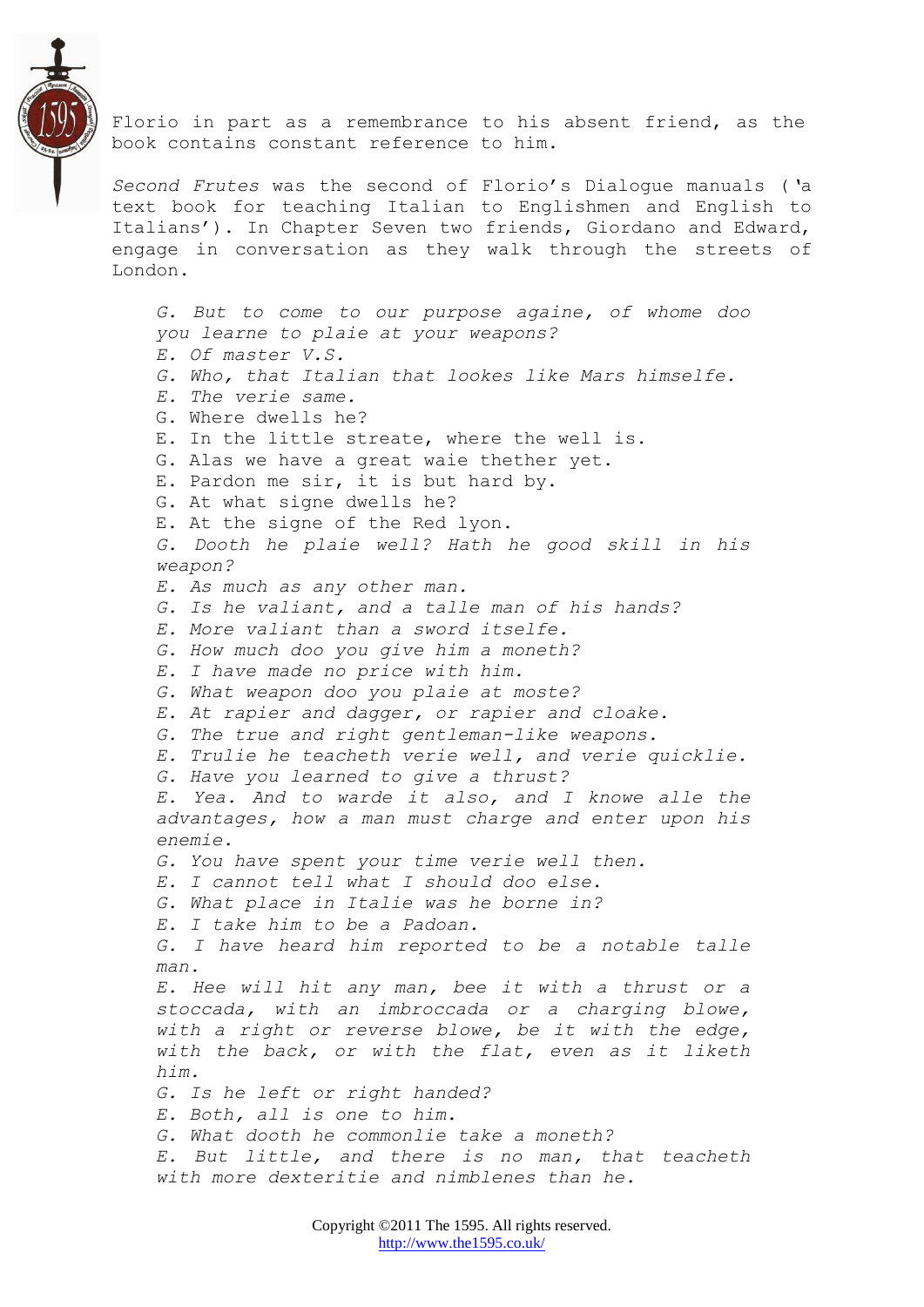Florio in part as a remembrance to his absent friend, as the book contains constant reference to him.

*Second Frutes* was the second of Florio's Dialogue manuals ('a text book for teaching Italian to Englishmen and English to Italians'). In Chapter Seven two friends, Giordano and Edward, engage in conversation as they walk through the streets of London.

> *G. But to come to our purpose againe, of whome doo you learne to plaie at your weapons?*
> *E. Of master V.S.*
> *G. Who, that Italian that lookes like Mars himselfe.*
> *E. The verie same.*
> G. Where dwells he?
> E. In the little streate, where the well is.
> G. Alas we have a great waie thether yet.
> E. Pardon me sir, it is but hard by.
> G. At what signe dwells he?
> E. At the signe of the Red lyon.
> *G. Dooth he plaie well? Hath he good skill in his weapon?*
> *E. As much as any other man.*
> *G. Is he valiant, and a talle man of his hands?*
> *E. More valiant than a sword itselfe.*
> *G. How much doo you give him a moneth?*
> *E. I have made no price with him.*
> *G. What weapon doo you plaie at moste?*
> *E. At rapier and dagger, or rapier and cloake.*
> *G. The true and right gentleman-like weapons.*
> *E. Trulie he teacheth verie well, and verie quicklie.*
> *G. Have you learned to give a thrust?*
> *E. Yea. And to warde it also, and I knowe alle the advantages, how a man must charge and enter upon his enemie.*
> *G. You have spent your time verie well then.*
> *E. I cannot tell what I should doo else.*
> *G. What place in Italie was he borne in?*
> *E. I take him to be a Padoan.*
> *G. I have heard him reported to be a notable talle man.*
> *E. Hee will hit any man, bee it with a thrust or a stoccada, with an imbroccada or a charging blowe, with a right or reverse blowe, be it with the edge, with the back, or with the flat, even as it liketh him.*
> *G. Is he left or right handed?*
> *E. Both, all is one to him.*
> *G. What dooth he commonlie take a moneth?*
> *E. But little, and there is no man, that teacheth with more dexteritie and nimblenes than he.*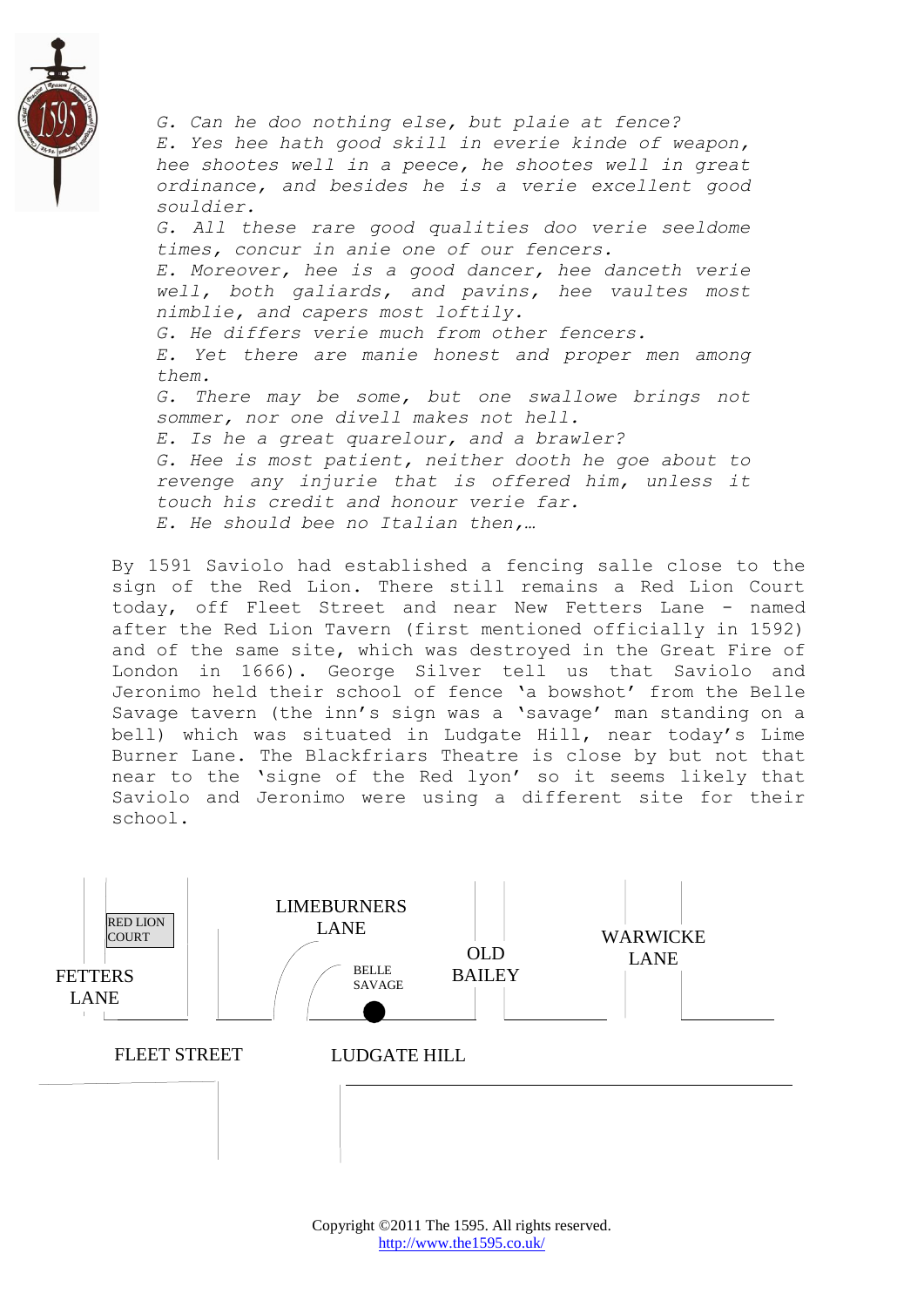*G. Can he doo nothing else, but plaie at fence?*
*E. Yes hee hath good skill in everie kinde of weapon, hee shootes well in a peece, he shootes well in great ordinance, and besides he is a verie excellent good souldier.*
*G. All these rare good qualities doo verie seeldome times, concur in anie one of our fencers.*
*E. Moreover, hee is a good dancer, hee danceth verie well, both galiards, and pavins, hee vaultes most nimblie, and capers most loftily.*
*G. He differs verie much from other fencers.*
*E. Yet there are manie honest and proper men among them.*
*G. There may be some, but one swallowe brings not sommer, nor one divell makes not hell.*
*E. Is he a great quarelour, and a brawler?*
*G. Hee is most patient, neither dooth he goe about to revenge any injurie that is offered him, unless it touch his credit and honour verie far.*
*E. He should bee no Italian then,…*

By 1591 Saviolo had established a fencing salle close to the sign of the Red Lion. There still remains a Red Lion Court today, off Fleet Street and near New Fetters Lane - named after the Red Lion Tavern (first mentioned officially in 1592) and of the same site, which was destroyed in the Great Fire of London in 1666). George Silver tell us that Saviolo and Jeronimo held their school of fence 'a bowshot' from the Belle Savage tavern (the inn's sign was a 'savage' man standing on a bell) which was situated in Ludgate Hill, near today's Lime Burner Lane. The Blackfriars Theatre is close by but not that near to the 'signe of the Red lyon' so it seems likely that Saviolo and Jeronimo were using a different site for their school.

RED LION COURT

FETTERS LANE

LIMEBURNERS LANE

BELLE SAVAGE

OLD BAILEY

WARWICKE LANE

FLEET STREET

LUDGATE HILL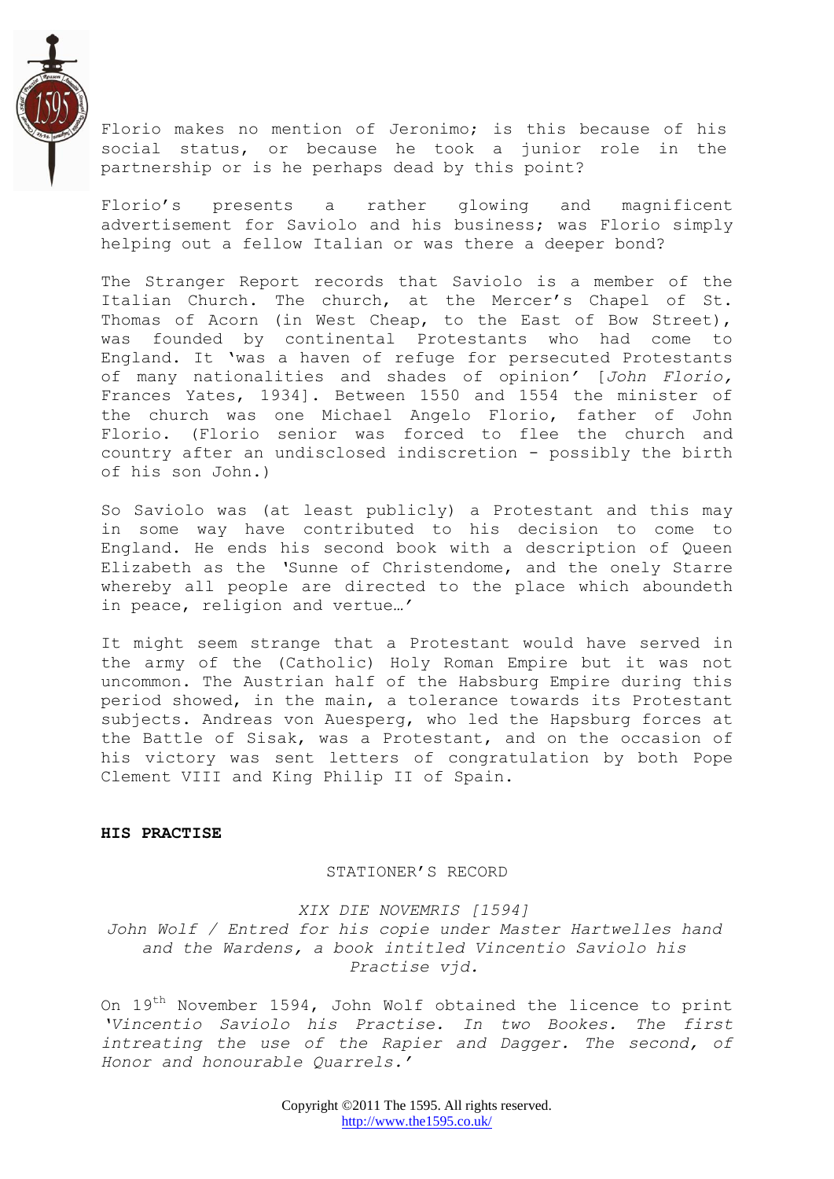Florio makes no mention of Jeronimo; is this because of his social status, or because he took a junior role in the partnership or is he perhaps dead by this point?

Florio's presents a rather glowing and magnificent advertisement for Saviolo and his business; was Florio simply helping out a fellow Italian or was there a deeper bond?

The Stranger Report records that Saviolo is a member of the Italian Church. The church, at the Mercer's Chapel of St. Thomas of Acorn (in West Cheap, to the East of Bow Street), was founded by continental Protestants who had come to England. It 'was a haven of refuge for persecuted Protestants of many nationalities and shades of opinion' [*John Florio*, Frances Yates, 1934]. Between 1550 and 1554 the minister of the church was one Michael Angelo Florio, father of John Florio. (Florio senior was forced to flee the church and country after an undisclosed indiscretion - possibly the birth of his son John.)

So Saviolo was (at least publicly) a Protestant and this may in some way have contributed to his decision to come to England. He ends his second book with a description of Queen Elizabeth as the 'Sunne of Christendome, and the onely Starre whereby all people are directed to the place which aboundeth in peace, religion and vertue…'

It might seem strange that a Protestant would have served in the army of the (Catholic) Holy Roman Empire but it was not uncommon. The Austrian half of the Habsburg Empire during this period showed, in the main, a tolerance towards its Protestant subjects. Andreas von Auesperg, who led the Hapsburg forces at the Battle of Sisak, was a Protestant, and on the occasion of his victory was sent letters of congratulation by both Pope Clement VIII and King Philip II of Spain.

**HIS PRACTISE**

STATIONER'S RECORD

*XIX DIE NOVEMRIS [1594]*
*John Wolf / Entred for his copie under Master Hartwelles hand and the Wardens, a book intitled Vincentio Saviolo his Practise vjd.*

On 19th November 1594, John Wolf obtained the licence to print *'Vincentio Saviolo his Practise. In two Bookes. The first intreating the use of the Rapier and Dagger. The second, of Honor and honourable Quarrels.'*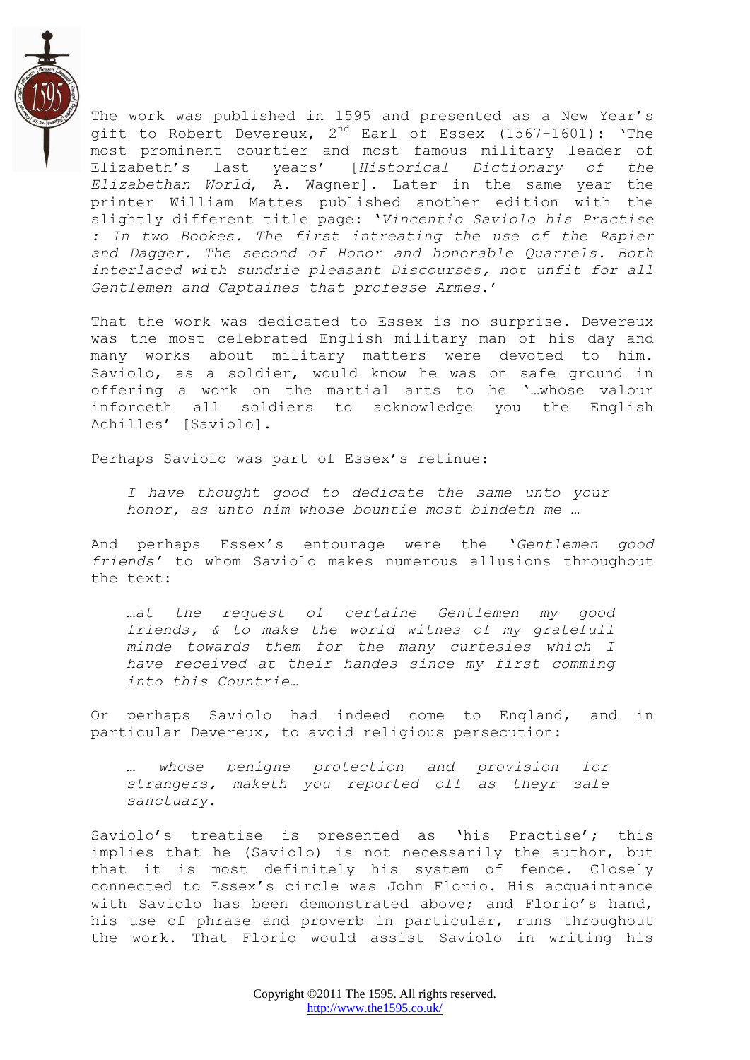The work was published in 1595 and presented as a New Year's gift to Robert Devereux, 2nd Earl of Essex (1567-1601): 'The most prominent courtier and most famous military leader of Elizabeth's last years' [*Historical Dictionary of the Elizabethan World*, A. Wagner]. Later in the same year the printer William Mattes published another edition with the slightly different title page: '*Vincentio Saviolo his Practise : In two Bookes. The first intreating the use of the Rapier and Dagger. The second of Honor and honorable Quarrels. Both interlaced with sundrie pleasant Discourses, not unfit for all Gentlemen and Captaines that professe Armes.*'

That the work was dedicated to Essex is no surprise. Devereux was the most celebrated English military man of his day and many works about military matters were devoted to him. Saviolo, as a soldier, would know he was on safe ground in offering a work on the martial arts to he '…whose valour inforceth all soldiers to acknowledge you the English Achilles' [Saviolo].

Perhaps Saviolo was part of Essex's retinue:

> *I have thought good to dedicate the same unto your honor, as unto him whose bountie most bindeth me …*

And perhaps Essex's entourage were the '*Gentlemen good friends*' to whom Saviolo makes numerous allusions throughout the text:

> *…at the request of certaine Gentlemen my good friends, & to make the world witnes of my gratefull minde towards them for the many curtesies which I have received at their handes since my first comming into this Countrie…*

Or perhaps Saviolo had indeed come to England, and in particular Devereux, to avoid religious persecution:

> *… whose benigne protection and provision for strangers, maketh you reported off as theyr safe sanctuary.*

Saviolo's treatise is presented as 'his Practise'; this implies that he (Saviolo) is not necessarily the author, but that it is most definitely his system of fence. Closely connected to Essex's circle was John Florio. His acquaintance with Saviolo has been demonstrated above; and Florio's hand, his use of phrase and proverb in particular, runs throughout the work. That Florio would assist Saviolo in writing his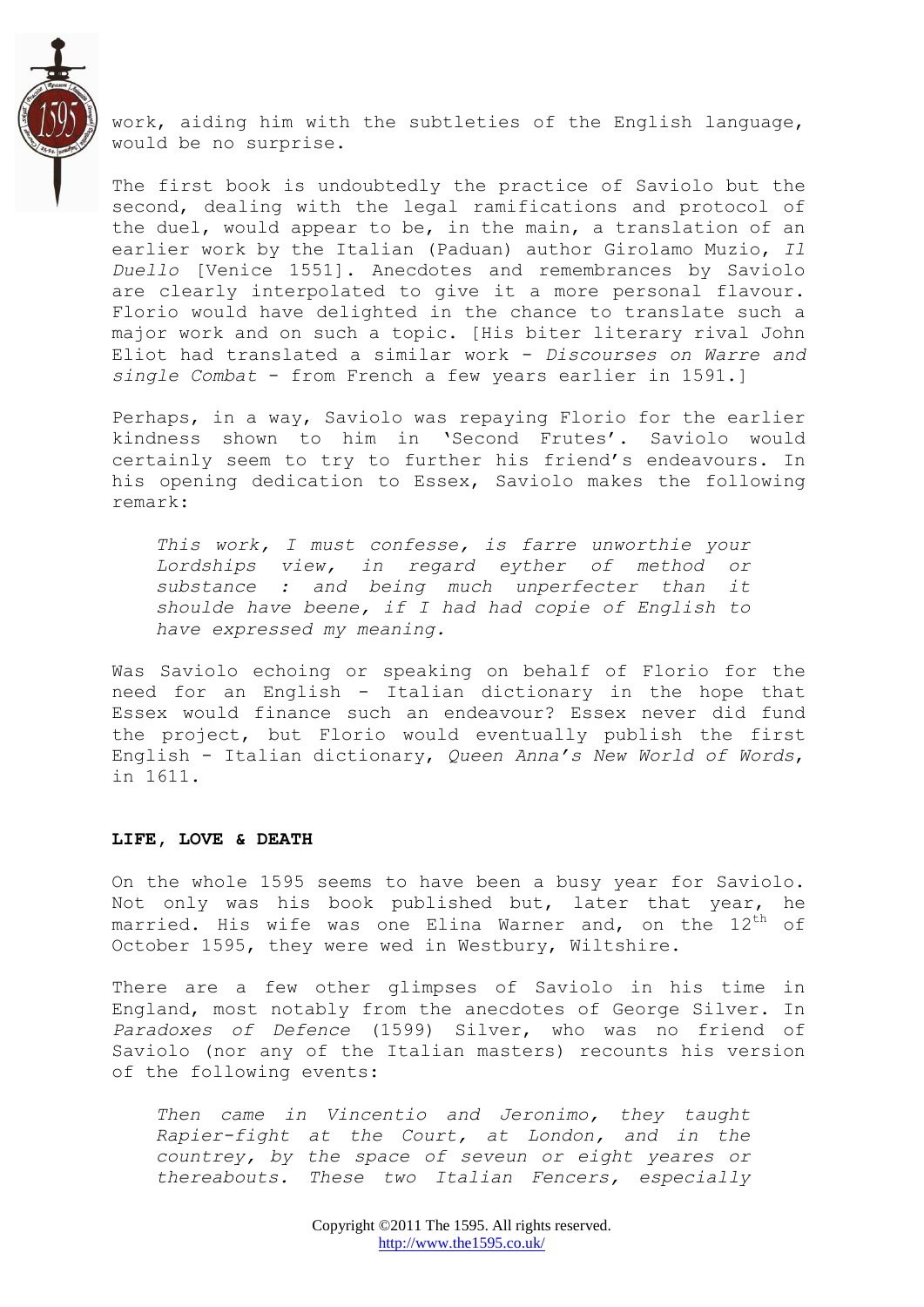work, aiding him with the subtleties of the English language, would be no surprise.

The first book is undoubtedly the practice of Saviolo but the second, dealing with the legal ramifications and protocol of the duel, would appear to be, in the main, a translation of an earlier work by the Italian (Paduan) author Girolamo Muzio, *Il Duello* [Venice 1551]. Anecdotes and remembrances by Saviolo are clearly interpolated to give it a more personal flavour. Florio would have delighted in the chance to translate such a major work and on such a topic. [His biter literary rival John Eliot had translated a similar work - *Discourses on Warre and single Combat* - from French a few years earlier in 1591.]

Perhaps, in a way, Saviolo was repaying Florio for the earlier kindness shown to him in 'Second Frutes'. Saviolo would certainly seem to try to further his friend's endeavours. In his opening dedication to Essex, Saviolo makes the following remark:

> *This work, I must confesse, is farre unworthie your Lordships view, in regard eyther of method or substance : and being much unperfecter than it shoulde have beene, if I had had copie of English to have expressed my meaning.*

Was Saviolo echoing or speaking on behalf of Florio for the need for an English - Italian dictionary in the hope that Essex would finance such an endeavour? Essex never did fund the project, but Florio would eventually publish the first English - Italian dictionary, *Queen Anna's New World of Words*, in 1611.

**LIFE, LOVE & DEATH**

On the whole 1595 seems to have been a busy year for Saviolo. Not only was his book published but, later that year, he married. His wife was one Elina Warner and, on the 12th of October 1595, they were wed in Westbury, Wiltshire.

There are a few other glimpses of Saviolo in his time in England, most notably from the anecdotes of George Silver. In *Paradoxes of Defence* (1599) Silver, who was no friend of Saviolo (nor any of the Italian masters) recounts his version of the following events:

> *Then came in Vincentio and Jeronimo, they taught Rapier-fight at the Court, at London, and in the countrey, by the space of seveun or eight yeares or thereabouts. These two Italian Fencers, especially*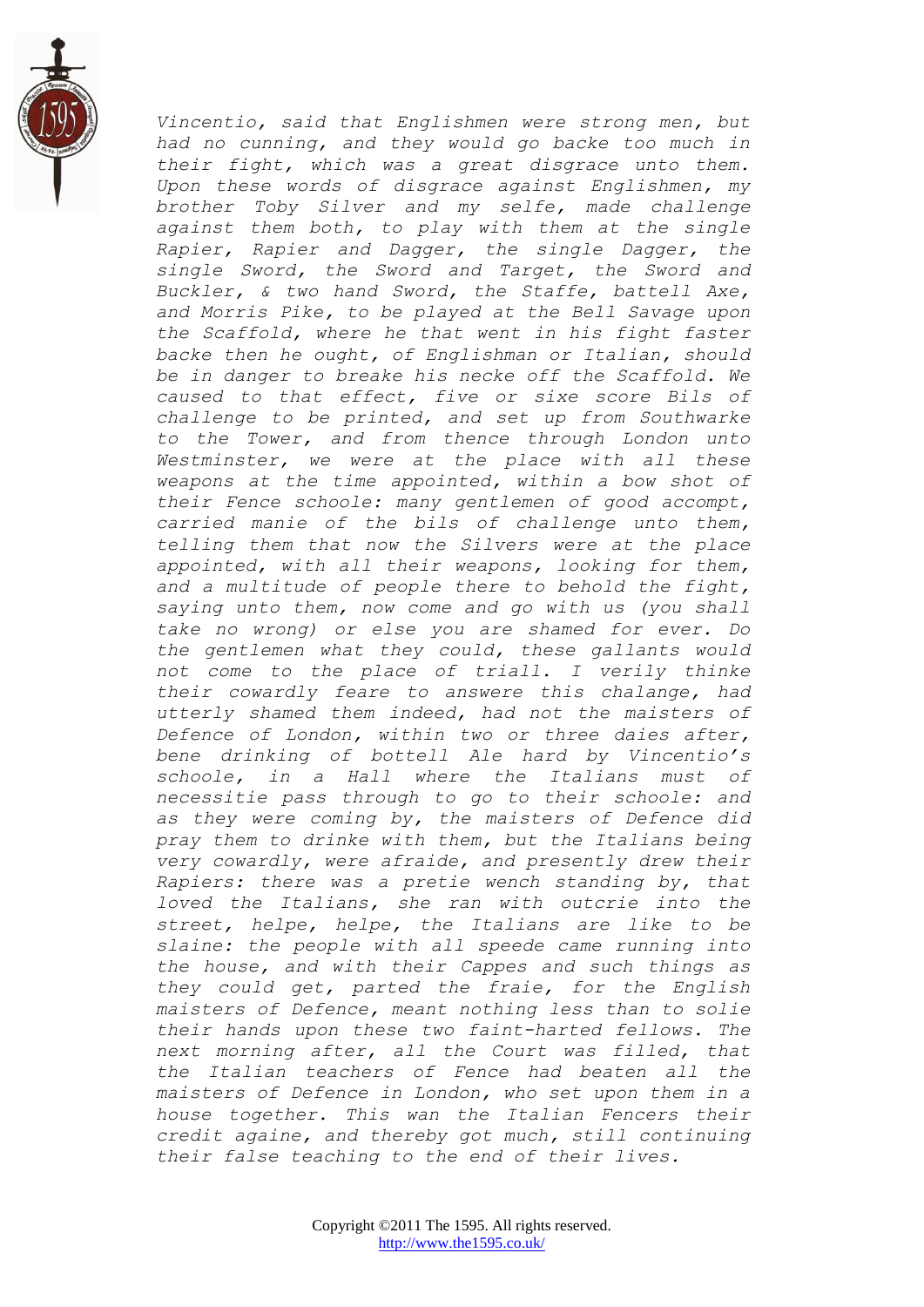*Vincentio, said that Englishmen were strong men, but had no cunning, and they would go backe too much in their fight, which was a great disgrace unto them. Upon these words of disgrace against Englishmen, my brother Toby Silver and my selfe, made challenge against them both, to play with them at the single Rapier, Rapier and Dagger, the single Dagger, the single Sword, the Sword and Target, the Sword and Buckler, & two hand Sword, the Staffe, battell Axe, and Morris Pike, to be played at the Bell Savage upon the Scaffold, where he that went in his fight faster backe then he ought, of Englishman or Italian, should be in danger to breake his necke off the Scaffold. We caused to that effect, five or sixe score Bils of challenge to be printed, and set up from Southwarke to the Tower, and from thence through London unto Westminster, we were at the place with all these weapons at the time appointed, within a bow shot of their Fence schoole: many gentlemen of good accompt, carried manie of the bils of challenge unto them, telling them that now the Silvers were at the place appointed, with all their weapons, looking for them, and a multitude of people there to behold the fight, saying unto them, now come and go with us (you shall take no wrong) or else you are shamed for ever. Do the gentlemen what they could, these gallants would not come to the place of triall. I verily thinke their cowardly feare to answere this chalange, had utterly shamed them indeed, had not the maisters of Defence of London, within two or three daies after, bene drinking of bottell Ale hard by Vincentio's schoole, in a Hall where the Italians must of necessitie pass through to go to their schoole: and as they were coming by, the maisters of Defence did pray them to drinke with them, but the Italians being very cowardly, were afraide, and presently drew their Rapiers: there was a pretie wench standing by, that loved the Italians, she ran with outcrie into the street, helpe, helpe, the Italians are like to be slaine: the people with all speede came running into the house, and with their Cappes and such things as they could get, parted the fraie, for the English maisters of Defence, meant nothing less than to solie their hands upon these two faint-harted fellows. The next morning after, all the Court was filled, that the Italian teachers of Fence had beaten all the maisters of Defence in London, who set upon them in a house together. This wan the Italian Fencers their credit againe, and thereby got much, still continuing their false teaching to the end of their lives.*

Copyright ©2011 The 1595. All rights reserved.
http://www.the1595.co.uk/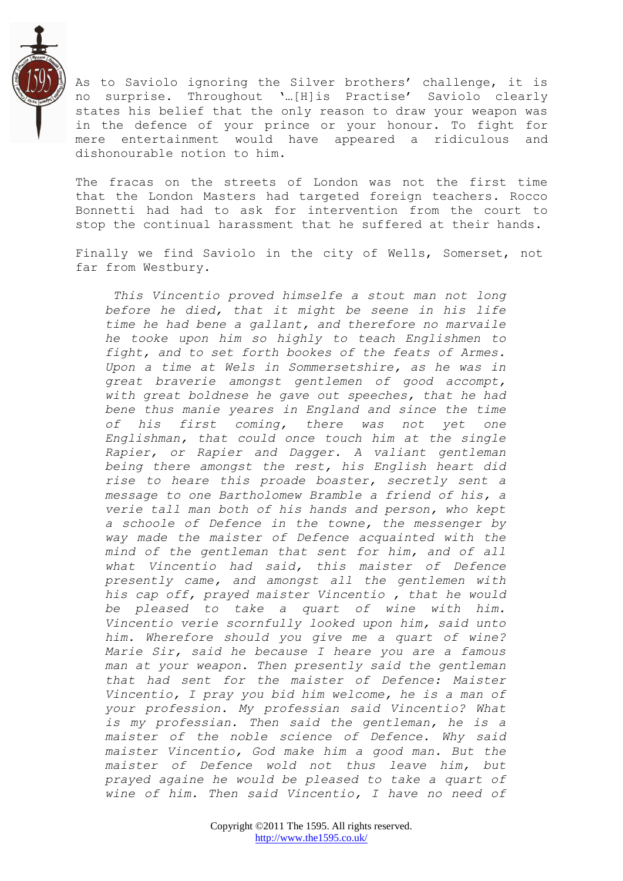As to Saviolo ignoring the Silver brothers' challenge, it is no surprise. Throughout '…[H]is Practise' Saviolo clearly states his belief that the only reason to draw your weapon was in the defence of your prince or your honour. To fight for mere entertainment would have appeared a ridiculous and dishonourable notion to him.

The fracas on the streets of London was not the first time that the London Masters had targeted foreign teachers. Rocco Bonnetti had had to ask for intervention from the court to stop the continual harassment that he suffered at their hands.

Finally we find Saviolo in the city of Wells, Somerset, not far from Westbury.

> *This Vincentio proved himselfe a stout man not long before he died, that it might be seene in his life time he had bene a gallant, and therefore no marvaile he tooke upon him so highly to teach Englishmen to fight, and to set forth bookes of the feats of Armes. Upon a time at Wels in Sommersetshire, as he was in great braverie amongst gentlemen of good accompt, with great boldnese he gave out speeches, that he had bene thus manie yeares in England and since the time of his first coming, there was not yet one Englishman, that could once touch him at the single Rapier, or Rapier and Dagger. A valiant gentleman being there amongst the rest, his English heart did rise to heare this proade boaster, secretly sent a message to one Bartholomew Bramble a friend of his, a verie tall man both of his hands and person, who kept a schoole of Defence in the towne, the messenger by way made the maister of Defence acquainted with the mind of the gentleman that sent for him, and of all what Vincentio had said, this maister of Defence presently came, and amongst all the gentlemen with his cap off, prayed maister Vincentio , that he would be pleased to take a quart of wine with him. Vincentio verie scornfully looked upon him, said unto him. Wherefore should you give me a quart of wine? Marie Sir, said he because I heare you are a famous man at your weapon. Then presently said the gentleman that had sent for the maister of Defence: Maister Vincentio, I pray you bid him welcome, he is a man of your profession. My professian said Vincentio? What is my professian. Then said the gentleman, he is a maister of the noble science of Defence. Why said maister Vincentio, God make him a good man. But the maister of Defence wold not thus leave him, but prayed againe he would be pleased to take a quart of wine of him. Then said Vincentio, I have no need of*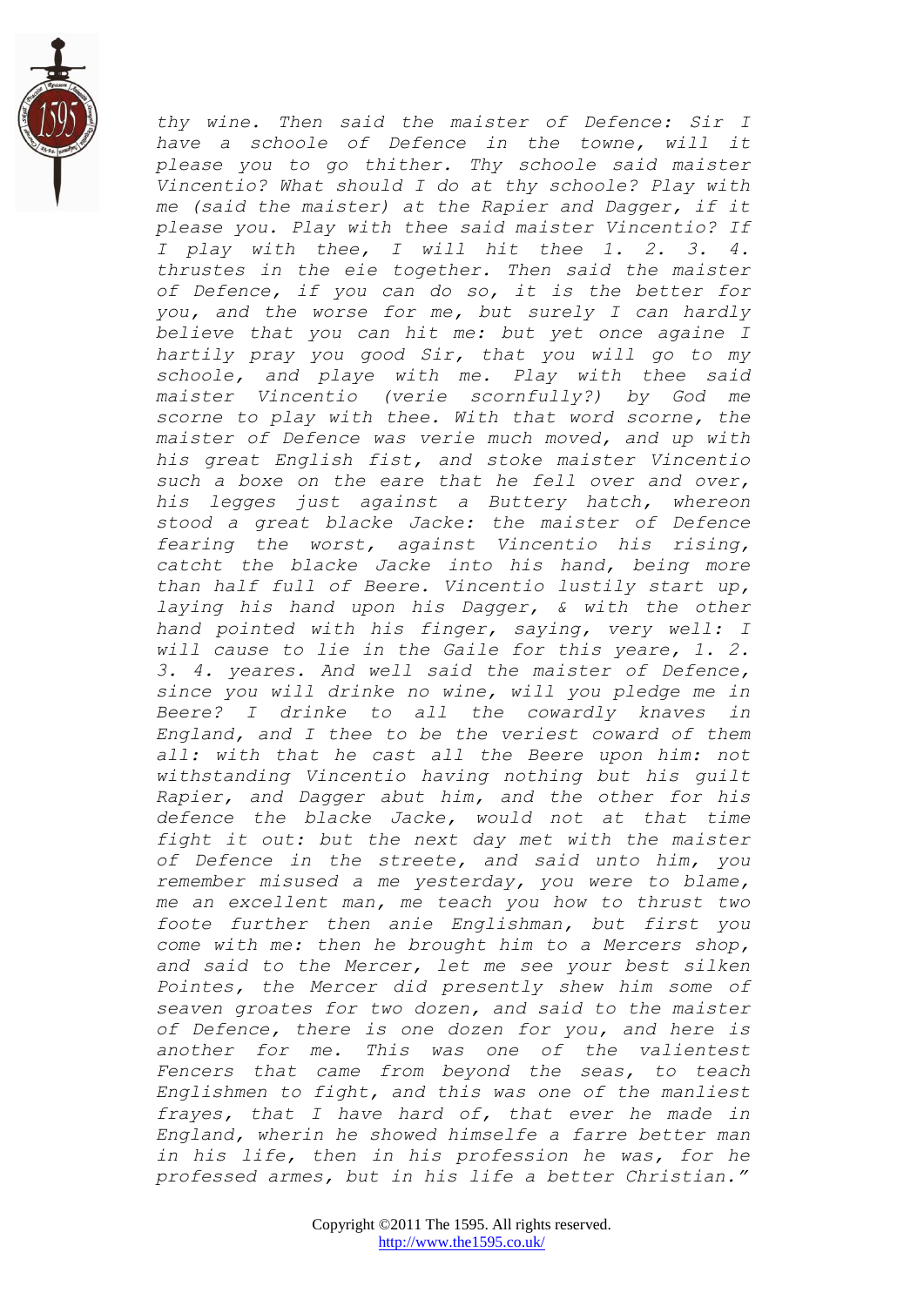*thy wine. Then said the maister of Defence: Sir I have a schoole of Defence in the towne, will it please you to go thither. Thy schoole said maister Vincentio? What should I do at thy schoole? Play with me (said the maister) at the Rapier and Dagger, if it please you. Play with thee said maister Vincentio? If I play with thee, I will hit thee 1. 2. 3. 4. thrustes in the eie together. Then said the maister of Defence, if you can do so, it is the better for you, and the worse for me, but surely I can hardly believe that you can hit me: but yet once againe I hartily pray you good Sir, that you will go to my schoole, and playe with me. Play with thee said maister Vincentio (verie scornfully?) by God me scorne to play with thee. With that word scorne, the maister of Defence was verie much moved, and up with his great English fist, and stoke maister Vincentio such a boxe on the eare that he fell over and over, his legges just against a Buttery hatch, whereon stood a great blacke Jacke: the maister of Defence fearing the worst, against Vincentio his rising, catcht the blacke Jacke into his hand, being more than half full of Beere. Vincentio lustily start up, laying his hand upon his Dagger, & with the other hand pointed with his finger, saying, very well: I will cause to lie in the Gaile for this yeare, 1. 2. 3. 4. yeares. And well said the maister of Defence, since you will drinke no wine, will you pledge me in Beere? I drinke to all the cowardly knaves in England, and I thee to be the veriest coward of them all: with that he cast all the Beere upon him: not withstanding Vincentio having nothing but his guilt Rapier, and Dagger abut him, and the other for his defence the blacke Jacke, would not at that time fight it out: but the next day met with the maister of Defence in the streete, and said unto him, you remember misused a me yesterday, you were to blame, me an excellent man, me teach you how to thrust two foote further then anie Englishman, but first you come with me: then he brought him to a Mercers shop, and said to the Mercer, let me see your best silken Pointes, the Mercer did presently shew him some of seaven groates for two dozen, and said to the maister of Defence, there is one dozen for you, and here is another for me. This was one of the valientest Fencers that came from beyond the seas, to teach Englishmen to fight, and this was one of the manliest frayes, that I have hard of, that ever he made in England, wherin he showed himselfe a farre better man in his life, then in his profession he was, for he professed armes, but in his life a better Christian."*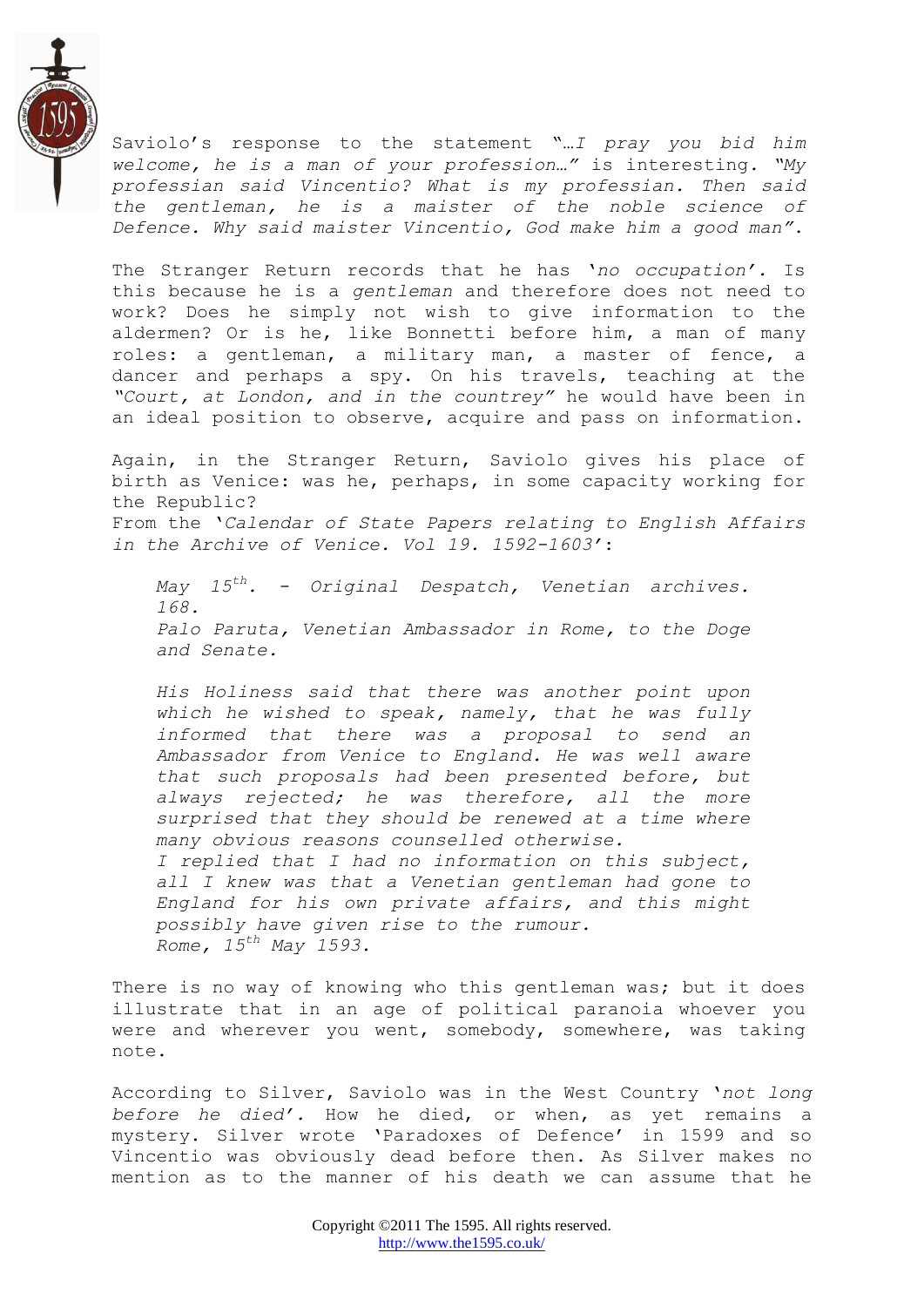Saviolo's response to the statement *"…I pray you bid him welcome, he is a man of your profession…"* is interesting. *"My professian said Vincentio? What is my professian. Then said the gentleman, he is a maister of the noble science of Defence. Why said maister Vincentio, God make him a good man"*.

The Stranger Return records that he has *'no occupation'.* Is this because he is a *gentleman* and therefore does not need to work? Does he simply not wish to give information to the aldermen? Or is he, like Bonnetti before him, a man of many roles: a gentleman, a military man, a master of fence, a dancer and perhaps a spy. On his travels, teaching at the *"Court, at London, and in the countrey"* he would have been in an ideal position to observe, acquire and pass on information.

Again, in the Stranger Return, Saviolo gives his place of birth as Venice: was he, perhaps, in some capacity working for the Republic?
From the *'Calendar of State Papers relating to English Affairs in the Archive of Venice. Vol 19. 1592-1603'*:

> *May 15th. - Original Despatch, Venetian archives. 168.*
> *Palo Paruta, Venetian Ambassador in Rome, to the Doge and Senate.*
>
> *His Holiness said that there was another point upon which he wished to speak, namely, that he was fully informed that there was a proposal to send an Ambassador from Venice to England. He was well aware that such proposals had been presented before, but always rejected; he was therefore, all the more surprised that they should be renewed at a time where many obvious reasons counselled otherwise.*
> *I replied that I had no information on this subject, all I knew was that a Venetian gentleman had gone to England for his own private affairs, and this might possibly have given rise to the rumour.*
> *Rome, 15th May 1593.*

There is no way of knowing who this gentleman was; but it does illustrate that in an age of political paranoia whoever you were and wherever you went, somebody, somewhere, was taking note.

According to Silver, Saviolo was in the West Country *'not long before he died'.* How he died, or when, as yet remains a mystery. Silver wrote 'Paradoxes of Defence' in 1599 and so Vincentio was obviously dead before then. As Silver makes no mention as to the manner of his death we can assume that he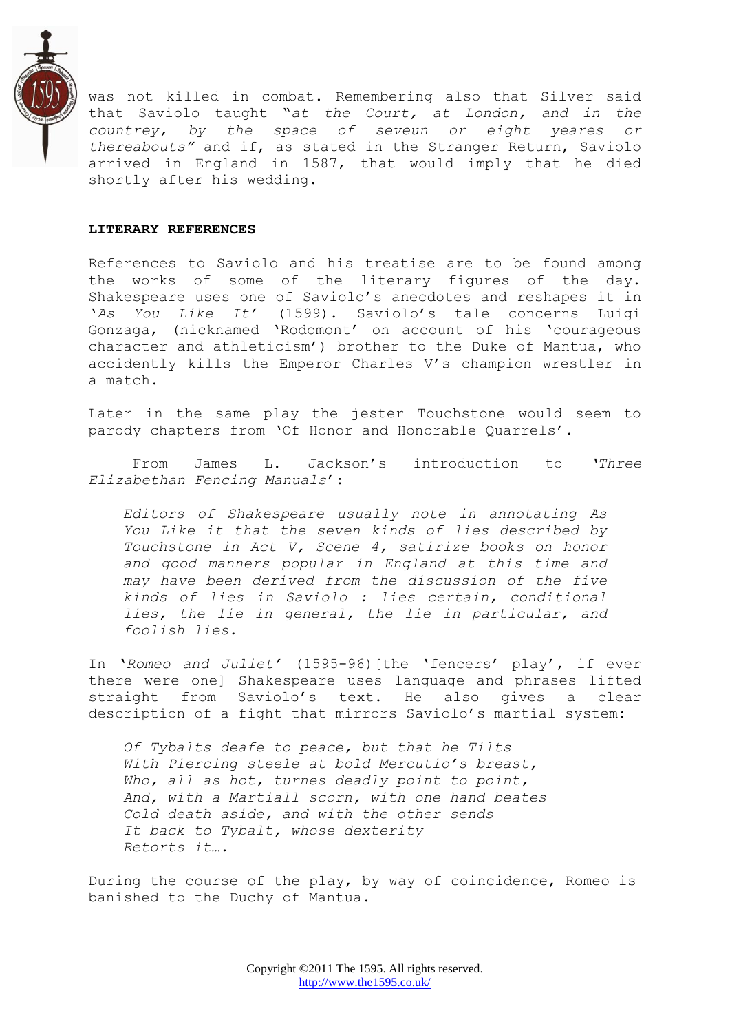was not killed in combat. Remembering also that Silver said that Saviolo taught "*at the Court, at London, and in the countrey, by the space of seveun or eight yeares or thereabouts*" and if, as stated in the Stranger Return, Saviolo arrived in England in 1587, that would imply that he died shortly after his wedding.

**LITERARY REFERENCES**

References to Saviolo and his treatise are to be found among the works of some of the literary figures of the day. Shakespeare uses one of Saviolo's anecdotes and reshapes it in '*As You Like It*' (1599). Saviolo's tale concerns Luigi Gonzaga, (nicknamed 'Rodomont' on account of his 'courageous character and athleticism') brother to the Duke of Mantua, who accidently kills the Emperor Charles V's champion wrestler in a match.

Later in the same play the jester Touchstone would seem to parody chapters from 'Of Honor and Honorable Quarrels'.

From James L. Jackson's introduction to '*Three Elizabethan Fencing Manuals*':

> *Editors of Shakespeare usually note in annotating As You Like it that the seven kinds of lies described by Touchstone in Act V, Scene 4, satirize books on honor and good manners popular in England at this time and may have been derived from the discussion of the five kinds of lies in Saviolo : lies certain, conditional lies, the lie in general, the lie in particular, and foolish lies.*

In '*Romeo and Juliet*' (1595-96)[the 'fencers' play', if ever there were one] Shakespeare uses language and phrases lifted straight from Saviolo's text. He also gives a clear description of a fight that mirrors Saviolo's martial system:

> *Of Tybalts deafe to peace, but that he Tilts*
> *With Piercing steele at bold Mercutio's breast,*
> *Who, all as hot, turnes deadly point to point,*
> *And, with a Martiall scorn, with one hand beates*
> *Cold death aside, and with the other sends*
> *It back to Tybalt, whose dexterity*
> *Retorts it….*

During the course of the play, by way of coincidence, Romeo is banished to the Duchy of Mantua.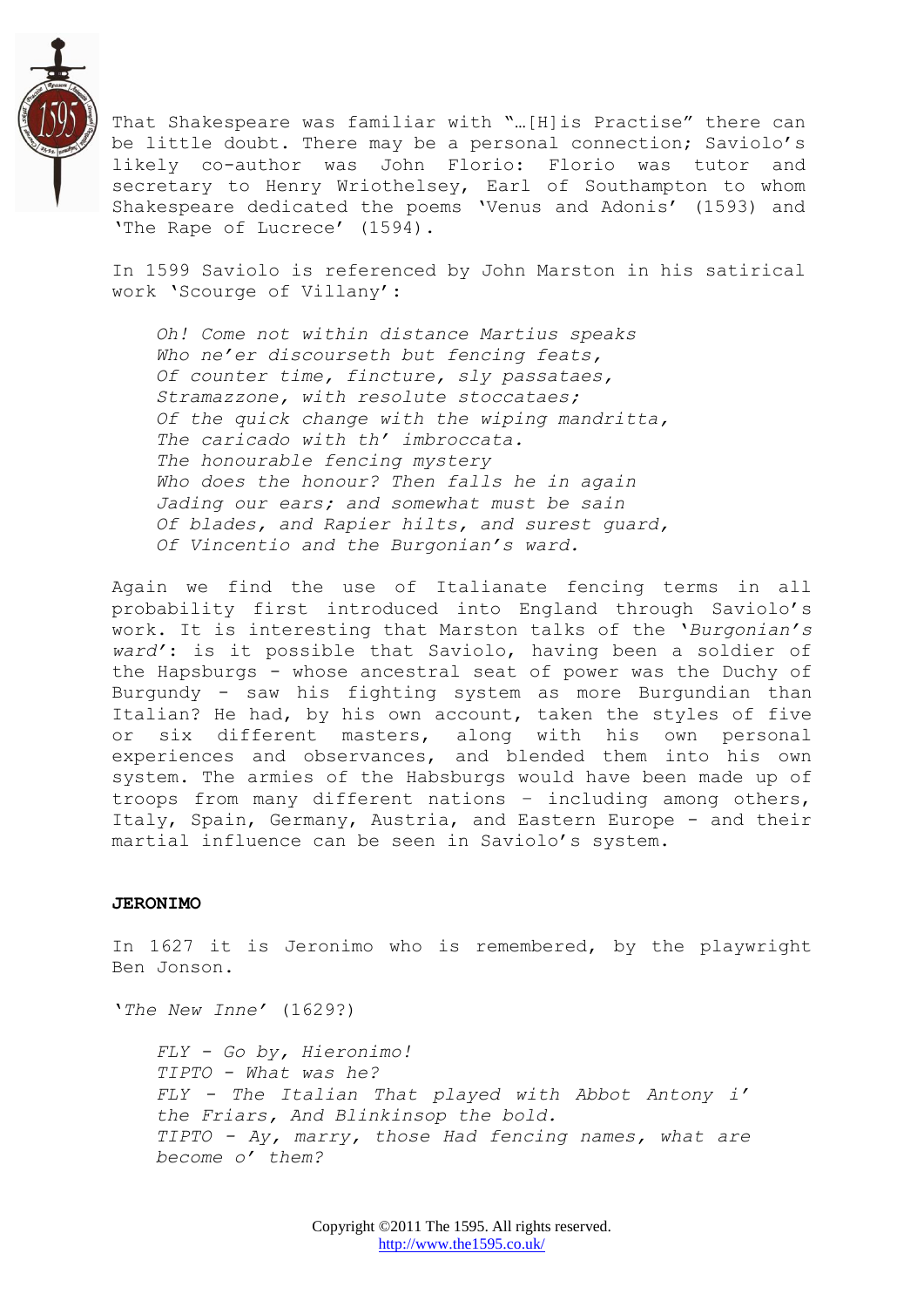That Shakespeare was familiar with "…[H]is Practise" there can be little doubt. There may be a personal connection; Saviolo's likely co-author was John Florio: Florio was tutor and secretary to Henry Wriothelsey, Earl of Southampton to whom Shakespeare dedicated the poems 'Venus and Adonis' (1593) and 'The Rape of Lucrece' (1594).

In 1599 Saviolo is referenced by John Marston in his satirical work 'Scourge of Villany':

> *Oh! Come not within distance Martius speaks*
> *Who ne'er discourseth but fencing feats,*
> *Of counter time, fincture, sly passataes,*
> *Stramazzone, with resolute stoccataes;*
> *Of the quick change with the wiping mandritta,*
> *The caricado with th' imbroccata.*
> *The honourable fencing mystery*
> *Who does the honour? Then falls he in again*
> *Jading our ears; and somewhat must be sain*
> *Of blades, and Rapier hilts, and surest guard,*
> *Of Vincentio and the Burgonian's ward.*

Again we find the use of Italianate fencing terms in all probability first introduced into England through Saviolo's work. It is interesting that Marston talks of the '*Burgonian's ward*': is it possible that Saviolo, having been a soldier of the Hapsburgs - whose ancestral seat of power was the Duchy of Burgundy - saw his fighting system as more Burgundian than Italian? He had, by his own account, taken the styles of five or six different masters, along with his own personal experiences and observances, and blended them into his own system. The armies of the Habsburgs would have been made up of troops from many different nations – including among others, Italy, Spain, Germany, Austria, and Eastern Europe - and their martial influence can be seen in Saviolo's system.

**JERONIMO**

In 1627 it is Jeronimo who is remembered, by the playwright Ben Jonson.

'*The New Inne*' (1629?)

> *FLY - Go by, Hieronimo!*
> *TIPTO - What was he?*
> *FLY - The Italian That played with Abbot Antony i' the Friars, And Blinkinsop the bold.*
> *TIPTO - Ay, marry, those Had fencing names, what are become o' them?*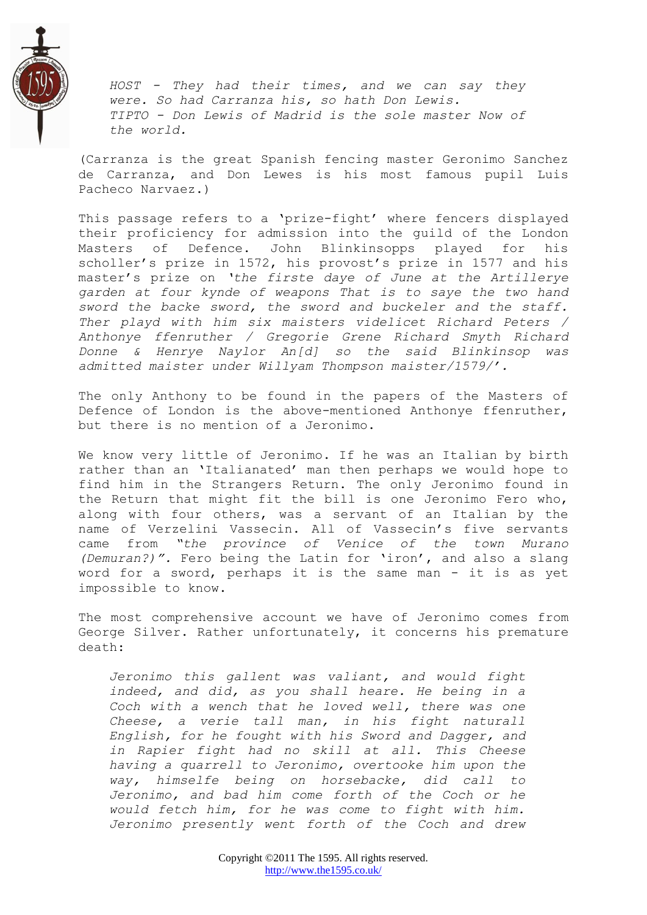*HOST - They had their times, and we can say they were. So had Carranza his, so hath Don Lewis.*
*TIPTO - Don Lewis of Madrid is the sole master Now of the world.*

(Carranza is the great Spanish fencing master Geronimo Sanchez de Carranza, and Don Lewes is his most famous pupil Luis Pacheco Narvaez.)

This passage refers to a 'prize-fight' where fencers displayed their proficiency for admission into the guild of the London Masters of Defence. John Blinkinsopps played for his scholler's prize in 1572, his provost's prize in 1577 and his master's prize on *'the firste daye of June at the Artillerye garden at four kynde of weapons That is to saye the two hand sword the backe sword, the sword and buckeler and the staff. Ther playd with him six maisters videlicet Richard Peters / Anthonye ffenruther / Gregorie Grene Richard Smyth Richard Donne & Henrye Naylor An[d] so the said Blinkinsop was admitted maister under Willyam Thompson maister/1579/'.*

The only Anthony to be found in the papers of the Masters of Defence of London is the above-mentioned Anthonye ffenruther, but there is no mention of a Jeronimo.

We know very little of Jeronimo. If he was an Italian by birth rather than an 'Italianated' man then perhaps we would hope to find him in the Strangers Return. The only Jeronimo found in the Return that might fit the bill is one Jeronimo Fero who, along with four others, was a servant of an Italian by the name of Verzelini Vassecin. All of Vassecin's five servants came from *"the province of Venice of the town Murano (Demuran?)".* Fero being the Latin for 'iron', and also a slang word for a sword, perhaps it is the same man - it is as yet impossible to know.

The most comprehensive account we have of Jeronimo comes from George Silver. Rather unfortunately, it concerns his premature death:

> *Jeronimo this gallent was valiant, and would fight indeed, and did, as you shall heare. He being in a Coch with a wench that he loved well, there was one Cheese, a verie tall man, in his fight naturall English, for he fought with his Sword and Dagger, and in Rapier fight had no skill at all. This Cheese having a quarrell to Jeronimo, overtooke him upon the way, himselfe being on horsebacke, did call to Jeronimo, and bad him come forth of the Coch or he would fetch him, for he was come to fight with him. Jeronimo presently went forth of the Coch and drew*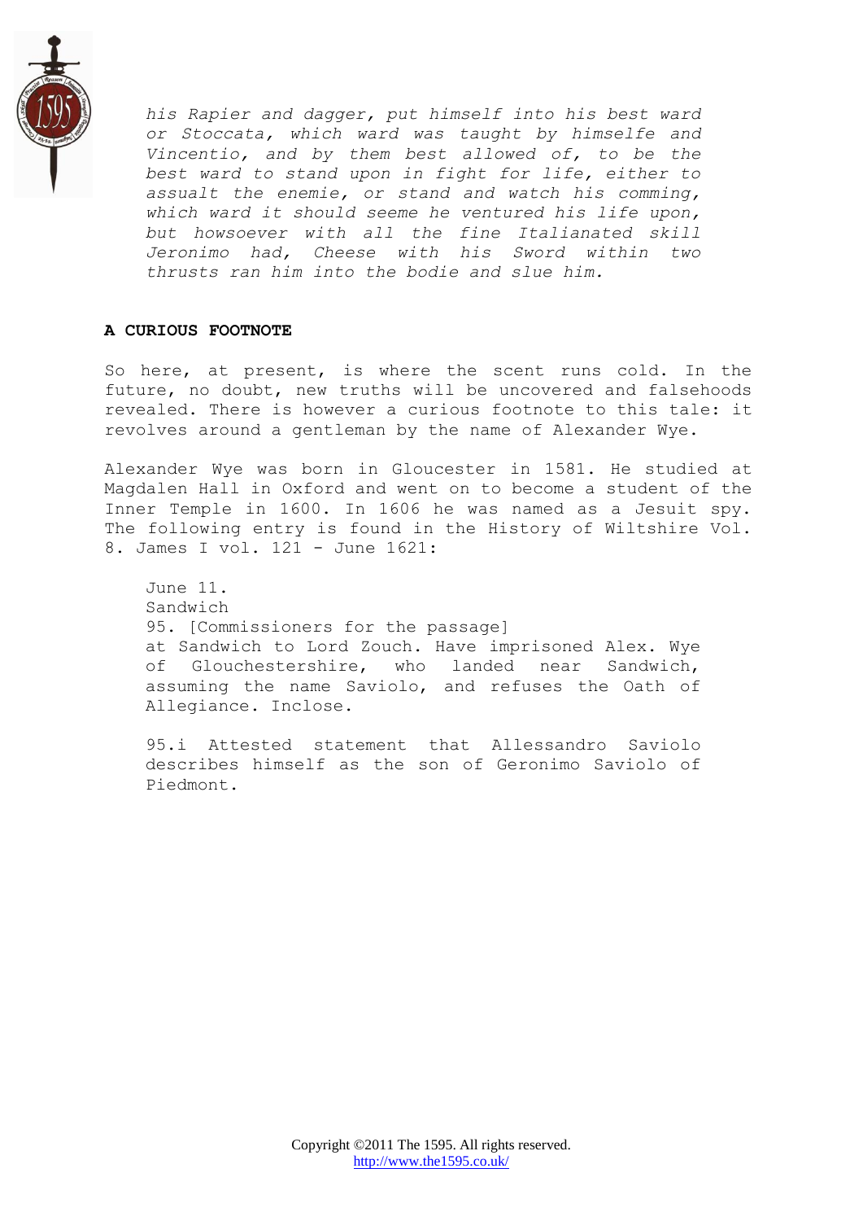*his Rapier and dagger, put himself into his best ward or Stoccata, which ward was taught by himselfe and Vincentio, and by them best allowed of, to be the best ward to stand upon in fight for life, either to assualt the enemie, or stand and watch his comming, which ward it should seeme he ventured his life upon, but howsoever with all the fine Italianated skill Jeronimo had, Cheese with his Sword within two thrusts ran him into the bodie and slue him.*

**A CURIOUS FOOTNOTE**

So here, at present, is where the scent runs cold. In the future, no doubt, new truths will be uncovered and falsehoods revealed. There is however a curious footnote to this tale: it revolves around a gentleman by the name of Alexander Wye.

Alexander Wye was born in Gloucester in 1581. He studied at Magdalen Hall in Oxford and went on to become a student of the Inner Temple in 1600. In 1606 he was named as a Jesuit spy. The following entry is found in the History of Wiltshire Vol. 8. James I vol. 121 - June 1621:

> June 11.
> Sandwich
> 95. [Commissioners for the passage] at Sandwich to Lord Zouch. Have imprisoned Alex. Wye of Glouchestershire, who landed near Sandwich, assuming the name Saviolo, and refuses the Oath of Allegiance. Inclose.
>
> 95.i Attested statement that Allessandro Saviolo describes himself as the son of Geronimo Saviolo of Piedmont.